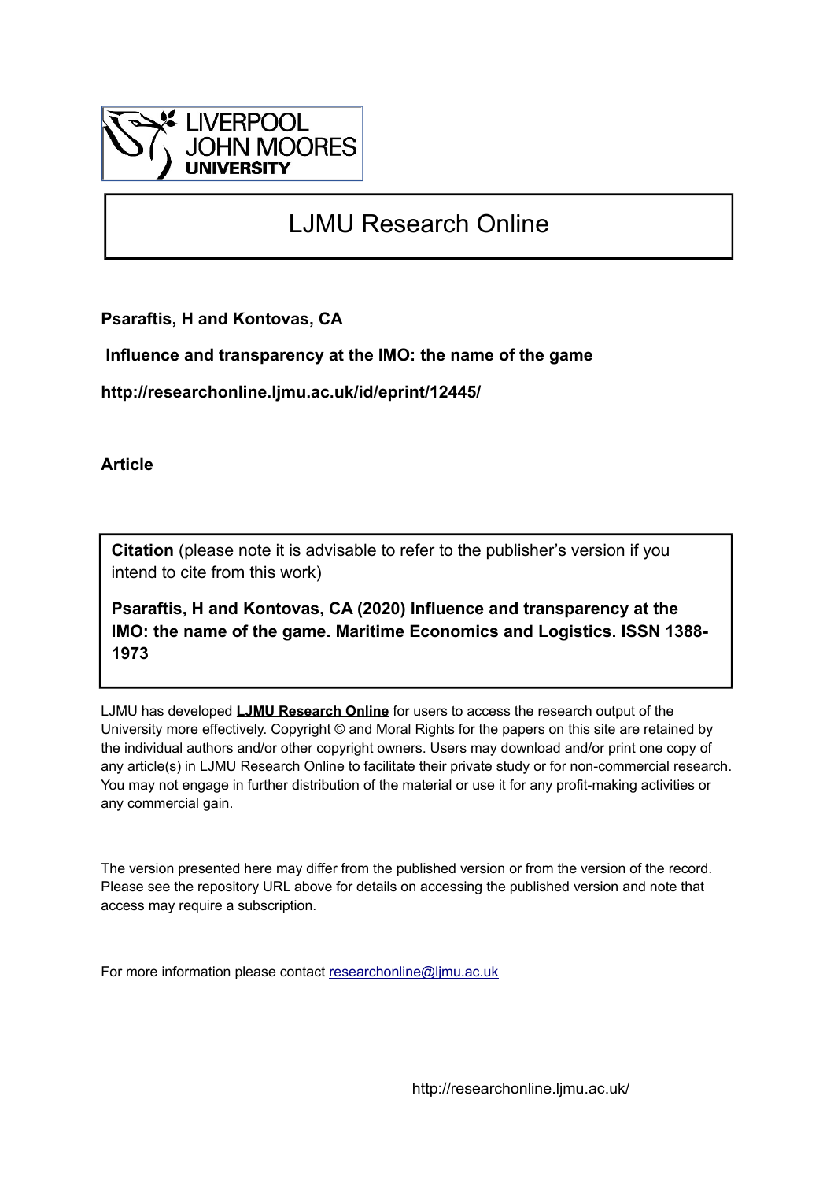LIVERPOOL JOHN MOORES UNIVERSITY

# LJMU Research Online

**Psaraftis, H and Kontovas, CA**

**Influence and transparency at the IMO: the name of the game**

**http://researchonline.ljmu.ac.uk/id/eprint/12445/**

**Article**

**Citation** (please note it is advisable to refer to the publisher's version if you intend to cite from this work)

**Psaraftis, H and Kontovas, CA (2020) Influence and transparency at the IMO: the name of the game. Maritime Economics and Logistics. ISSN 1388-1973**

LJMU has developed **LJMU Research Online** for users to access the research output of the University more effectively. Copyright © and Moral Rights for the papers on this site are retained by the individual authors and/or other copyright owners. Users may download and/or print one copy of any article(s) in LJMU Research Online to facilitate their private study or for non-commercial research. You may not engage in further distribution of the material or use it for any profit-making activities or any commercial gain.

The version presented here may differ from the published version or from the version of the record. Please see the repository URL above for details on accessing the published version and note that access may require a subscription.

For more information please contact researchonline@ljmu.ac.uk

http://researchonline.ljmu.ac.uk/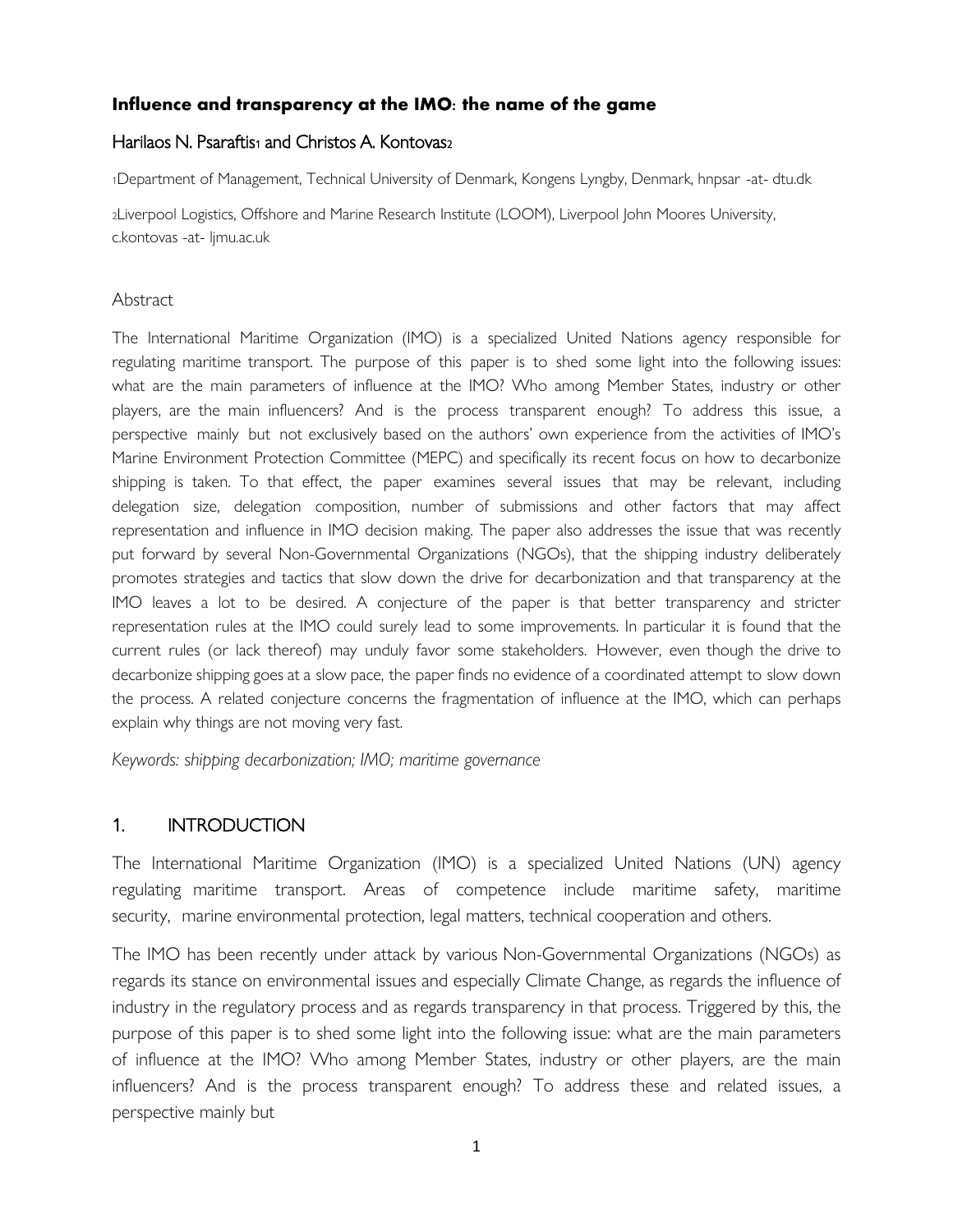**Influence and transparency at the IMO: the name of the game**

Harilaos N. Psaraftis[1] and Christos A. Kontovas[2]

[1]Department of Management, Technical University of Denmark, Kongens Lyngby, Denmark, hnpsar -at- dtu.dk

[2]Liverpool Logistics, Offshore and Marine Research Institute (LOOM), Liverpool John Moores University, c.kontovas -at- ljmu.ac.uk

## Abstract

The International Maritime Organization (IMO) is a specialized United Nations agency responsible for regulating maritime transport. The purpose of this paper is to shed some light into the following issues: what are the main parameters of influence at the IMO? Who among Member States, industry or other players, are the main influencers? And is the process transparent enough? To address this issue, a perspective mainly but not exclusively based on the authors' own experience from the activities of IMO's Marine Environment Protection Committee (MEPC) and specifically its recent focus on how to decarbonize shipping is taken. To that effect, the paper examines several issues that may be relevant, including delegation size, delegation composition, number of submissions and other factors that may affect representation and influence in IMO decision making. The paper also addresses the issue that was recently put forward by several Non-Governmental Organizations (NGOs), that the shipping industry deliberately promotes strategies and tactics that slow down the drive for decarbonization and that transparency at the IMO leaves a lot to be desired. A conjecture of the paper is that better transparency and stricter representation rules at the IMO could surely lead to some improvements. In particular it is found that the current rules (or lack thereof) may unduly favor some stakeholders. However, even though the drive to decarbonize shipping goes at a slow pace, the paper finds no evidence of a coordinated attempt to slow down the process. A related conjecture concerns the fragmentation of influence at the IMO, which can perhaps explain why things are not moving very fast.

*Keywords: shipping decarbonization; IMO; maritime governance*

## 1. INTRODUCTION

The International Maritime Organization (IMO) is a specialized United Nations (UN) agency regulating maritime transport. Areas of competence include maritime safety, maritime security, marine environmental protection, legal matters, technical cooperation and others.

The IMO has been recently under attack by various Non-Governmental Organizations (NGOs) as regards its stance on environmental issues and especially Climate Change, as regards the influence of industry in the regulatory process and as regards transparency in that process. Triggered by this, the purpose of this paper is to shed some light into the following issue: what are the main parameters of influence at the IMO? Who among Member States, industry or other players, are the main influencers? And is the process transparent enough? To address these and related issues, a perspective mainly but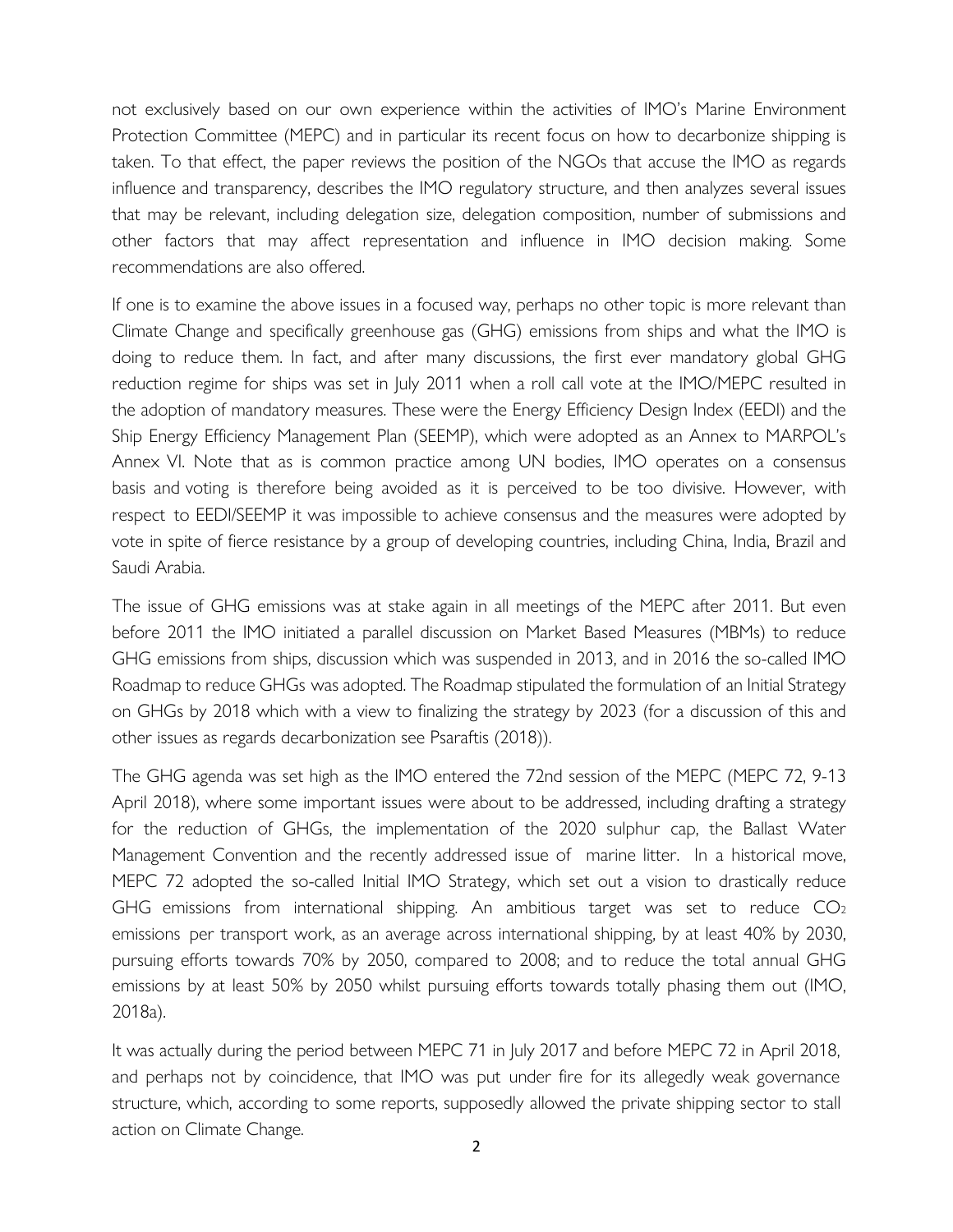not exclusively based on our own experience within the activities of IMO's Marine Environment Protection Committee (MEPC) and in particular its recent focus on how to decarbonize shipping is taken. To that effect, the paper reviews the position of the NGOs that accuse the IMO as regards influence and transparency, describes the IMO regulatory structure, and then analyzes several issues that may be relevant, including delegation size, delegation composition, number of submissions and other factors that may affect representation and influence in IMO decision making. Some recommendations are also offered.

If one is to examine the above issues in a focused way, perhaps no other topic is more relevant than Climate Change and specifically greenhouse gas (GHG) emissions from ships and what the IMO is doing to reduce them. In fact, and after many discussions, the first ever mandatory global GHG reduction regime for ships was set in July 2011 when a roll call vote at the IMO/MEPC resulted in the adoption of mandatory measures. These were the Energy Efficiency Design Index (EEDI) and the Ship Energy Efficiency Management Plan (SEEMP), which were adopted as an Annex to MARPOL's Annex VI. Note that as is common practice among UN bodies, IMO operates on a consensus basis and voting is therefore being avoided as it is perceived to be too divisive. However, with respect to EEDI/SEEMP it was impossible to achieve consensus and the measures were adopted by vote in spite of fierce resistance by a group of developing countries, including China, India, Brazil and Saudi Arabia.

The issue of GHG emissions was at stake again in all meetings of the MEPC after 2011. But even before 2011 the IMO initiated a parallel discussion on Market Based Measures (MBMs) to reduce GHG emissions from ships, discussion which was suspended in 2013, and in 2016 the so-called IMO Roadmap to reduce GHGs was adopted. The Roadmap stipulated the formulation of an Initial Strategy on GHGs by 2018 which with a view to finalizing the strategy by 2023 (for a discussion of this and other issues as regards decarbonization see Psaraftis (2018)).

The GHG agenda was set high as the IMO entered the 72nd session of the MEPC (MEPC 72, 9-13 April 2018), where some important issues were about to be addressed, including drafting a strategy for the reduction of GHGs, the implementation of the 2020 sulphur cap, the Ballast Water Management Convention and the recently addressed issue of marine litter. In a historical move, MEPC 72 adopted the so-called Initial IMO Strategy, which set out a vision to drastically reduce GHG emissions from international shipping. An ambitious target was set to reduce $CO_2$ emissions per transport work, as an average across international shipping, by at least 40% by 2030, pursuing efforts towards 70% by 2050, compared to 2008; and to reduce the total annual GHG emissions by at least 50% by 2050 whilst pursuing efforts towards totally phasing them out (IMO, 2018a).

It was actually during the period between MEPC 71 in July 2017 and before MEPC 72 in April 2018, and perhaps not by coincidence, that IMO was put under fire for its allegedly weak governance structure, which, according to some reports, supposedly allowed the private shipping sector to stall action on Climate Change.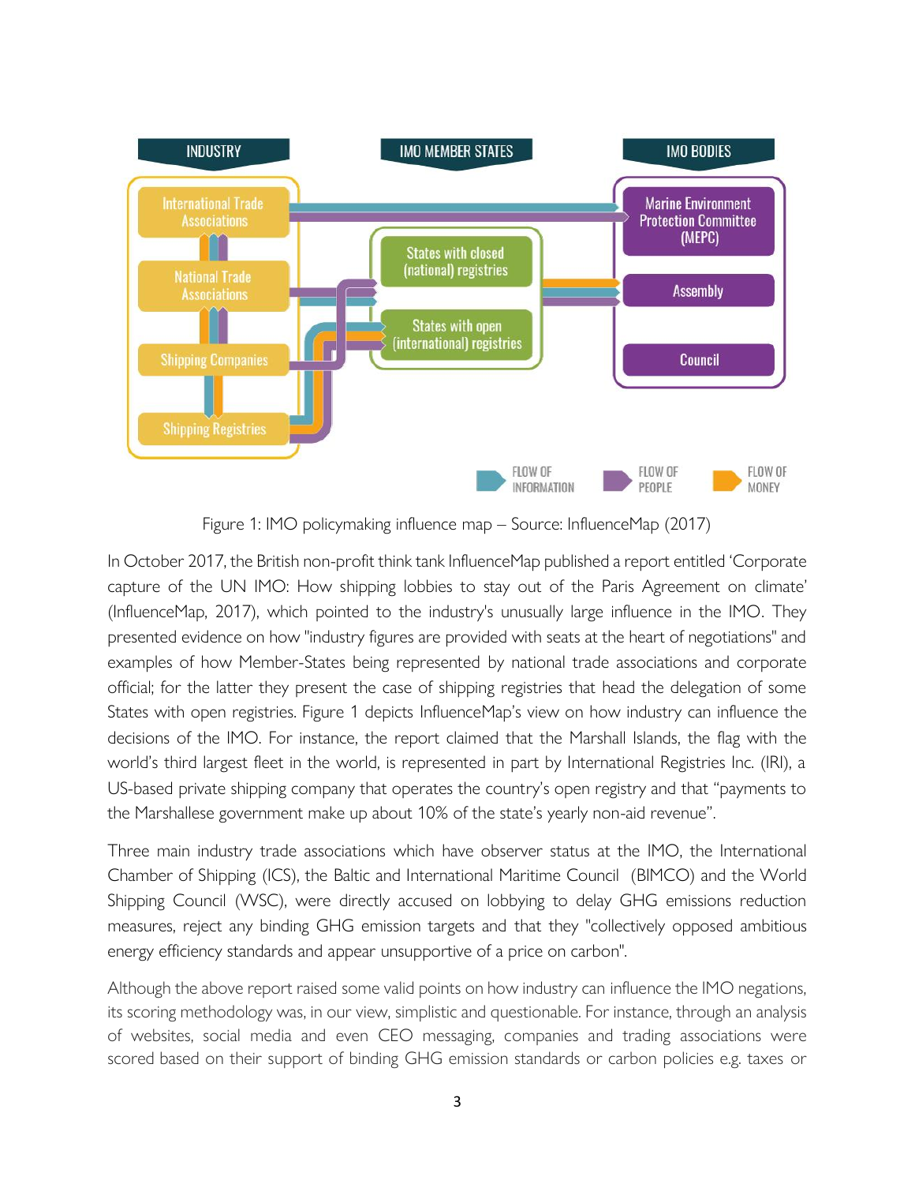Figure 1: IMO policymaking influence map – Source: InfluenceMap (2017)

In October 2017, the British non-profit think tank InfluenceMap published a report entitled 'Corporate capture of the UN IMO: How shipping lobbies to stay out of the Paris Agreement on climate' (InfluenceMap, 2017), which pointed to the industry's unusually large influence in the IMO. They presented evidence on how "industry figures are provided with seats at the heart of negotiations" and examples of how Member-States being represented by national trade associations and corporate official; for the latter they present the case of shipping registries that head the delegation of some States with open registries. Figure 1 depicts InfluenceMap's view on how industry can influence the decisions of the IMO. For instance, the report claimed that the Marshall Islands, the flag with the world's third largest fleet in the world, is represented in part by International Registries Inc. (IRI), a US-based private shipping company that operates the country's open registry and that "payments to the Marshallese government make up about 10% of the state's yearly non-aid revenue".

Three main industry trade associations which have observer status at the IMO, the International Chamber of Shipping (ICS), the Baltic and International Maritime Council (BIMCO) and the World Shipping Council (WSC), were directly accused on lobbying to delay GHG emissions reduction measures, reject any binding GHG emission targets and that they "collectively opposed ambitious energy efficiency standards and appear unsupportive of a price on carbon".

Although the above report raised some valid points on how industry can influence the IMO negations, its scoring methodology was, in our view, simplistic and questionable. For instance, through an analysis of websites, social media and even CEO messaging, companies and trading associations were scored based on their support of binding GHG emission standards or carbon policies e.g. taxes or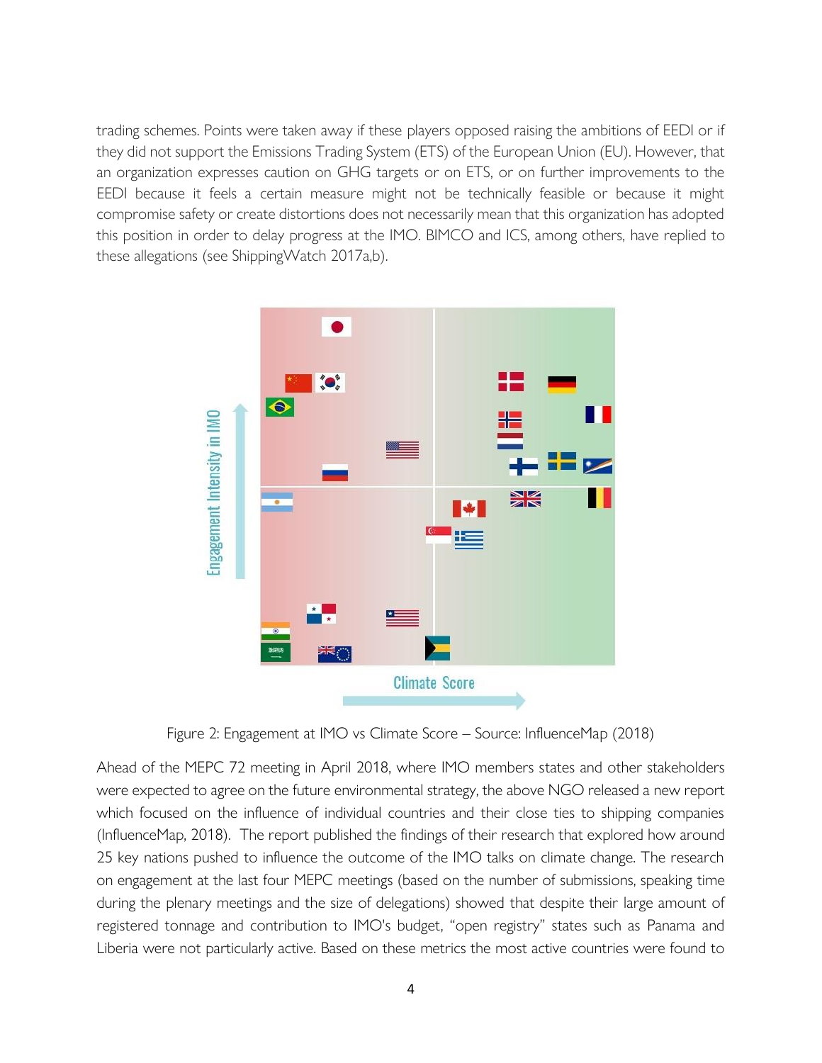trading schemes. Points were taken away if these players opposed raising the ambitions of EEDI or if they did not support the Emissions Trading System (ETS) of the European Union (EU). However, that an organization expresses caution on GHG targets or on ETS, or on further improvements to the EEDI because it feels a certain measure might not be technically feasible or because it might compromise safety or create distortions does not necessarily mean that this organization has adopted this position in order to delay progress at the IMO. BIMCO and ICS, among others, have replied to these allegations (see ShippingWatch 2017a,b).

Figure 2: Engagement at IMO vs Climate Score – Source: InfluenceMap (2018)

Ahead of the MEPC 72 meeting in April 2018, where IMO members states and other stakeholders were expected to agree on the future environmental strategy, the above NGO released a new report which focused on the influence of individual countries and their close ties to shipping companies (InfluenceMap, 2018). The report published the findings of their research that explored how around 25 key nations pushed to influence the outcome of the IMO talks on climate change. The research on engagement at the last four MEPC meetings (based on the number of submissions, speaking time during the plenary meetings and the size of delegations) showed that despite their large amount of registered tonnage and contribution to IMO's budget, "open registry" states such as Panama and Liberia were not particularly active. Based on these metrics the most active countries were found to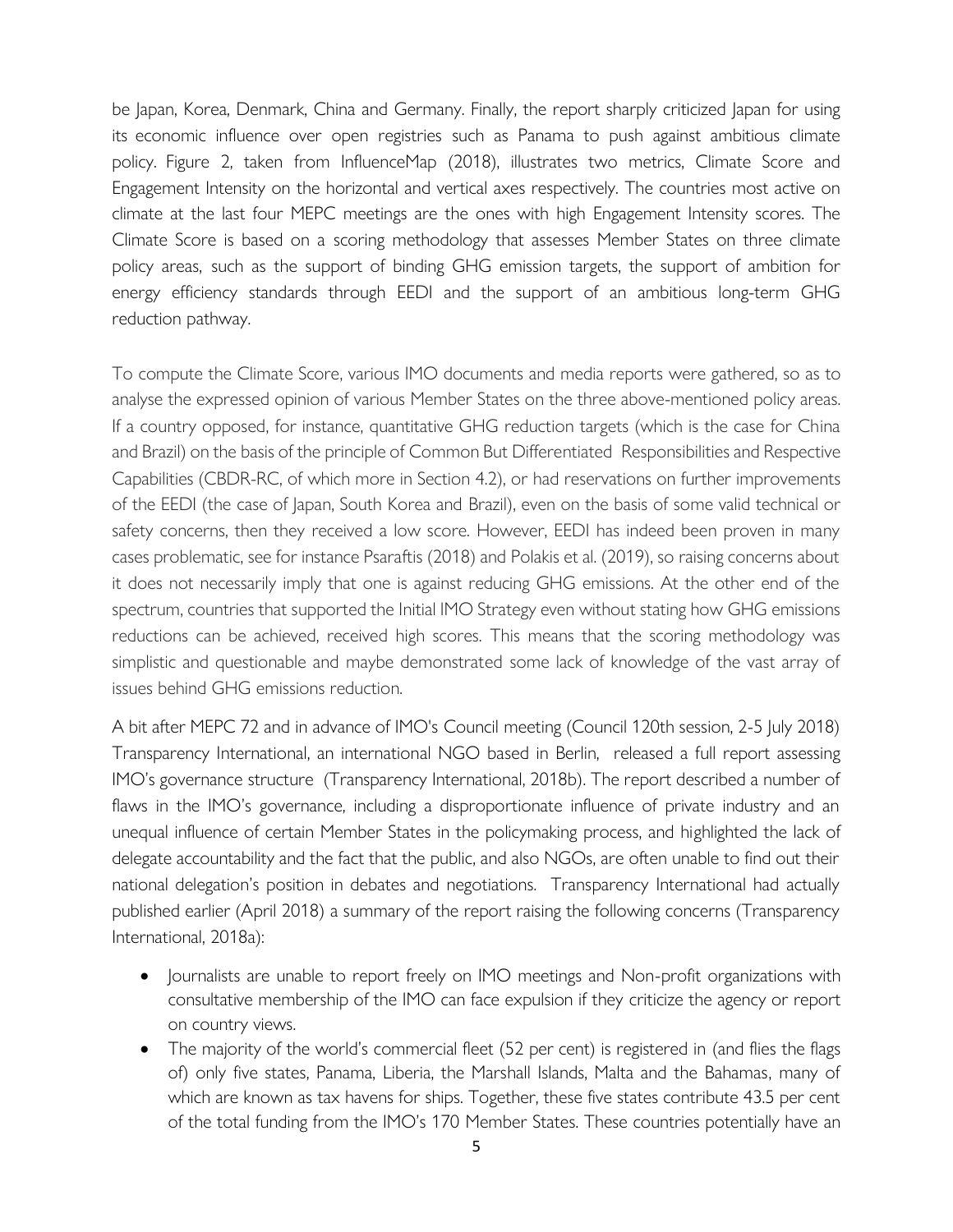be Japan, Korea, Denmark, China and Germany. Finally, the report sharply criticized Japan for using its economic influence over open registries such as Panama to push against ambitious climate policy. Figure 2, taken from InfluenceMap (2018), illustrates two metrics, Climate Score and Engagement Intensity on the horizontal and vertical axes respectively. The countries most active on climate at the last four MEPC meetings are the ones with high Engagement Intensity scores. The Climate Score is based on a scoring methodology that assesses Member States on three climate policy areas, such as the support of binding GHG emission targets, the support of ambition for energy efficiency standards through EEDI and the support of an ambitious long-term GHG reduction pathway.

To compute the Climate Score, various IMO documents and media reports were gathered, so as to analyse the expressed opinion of various Member States on the three above-mentioned policy areas. If a country opposed, for instance, quantitative GHG reduction targets (which is the case for China and Brazil) on the basis of the principle of Common But Differentiated Responsibilities and Respective Capabilities (CBDR-RC, of which more in Section 4.2), or had reservations on further improvements of the EEDI (the case of Japan, South Korea and Brazil), even on the basis of some valid technical or safety concerns, then they received a low score. However, EEDI has indeed been proven in many cases problematic, see for instance Psaraftis (2018) and Polakis et al. (2019), so raising concerns about it does not necessarily imply that one is against reducing GHG emissions. At the other end of the spectrum, countries that supported the Initial IMO Strategy even without stating how GHG emissions reductions can be achieved, received high scores. This means that the scoring methodology was simplistic and questionable and maybe demonstrated some lack of knowledge of the vast array of issues behind GHG emissions reduction.

A bit after MEPC 72 and in advance of IMO's Council meeting (Council 120th session, 2-5 July 2018) Transparency International, an international NGO based in Berlin, released a full report assessing IMO's governance structure (Transparency International, 2018b). The report described a number of flaws in the IMO's governance, including a disproportionate influence of private industry and an unequal influence of certain Member States in the policymaking process, and highlighted the lack of delegate accountability and the fact that the public, and also NGOs, are often unable to find out their national delegation's position in debates and negotiations. Transparency International had actually published earlier (April 2018) a summary of the report raising the following concerns (Transparency International, 2018a):

- Journalists are unable to report freely on IMO meetings and Non-profit organizations with consultative membership of the IMO can face expulsion if they criticize the agency or report on country views.
- The majority of the world's commercial fleet (52 per cent) is registered in (and flies the flags of) only five states, Panama, Liberia, the Marshall Islands, Malta and the Bahamas, many of which are known as tax havens for ships. Together, these five states contribute 43.5 per cent of the total funding from the IMO's 170 Member States. These countries potentially have an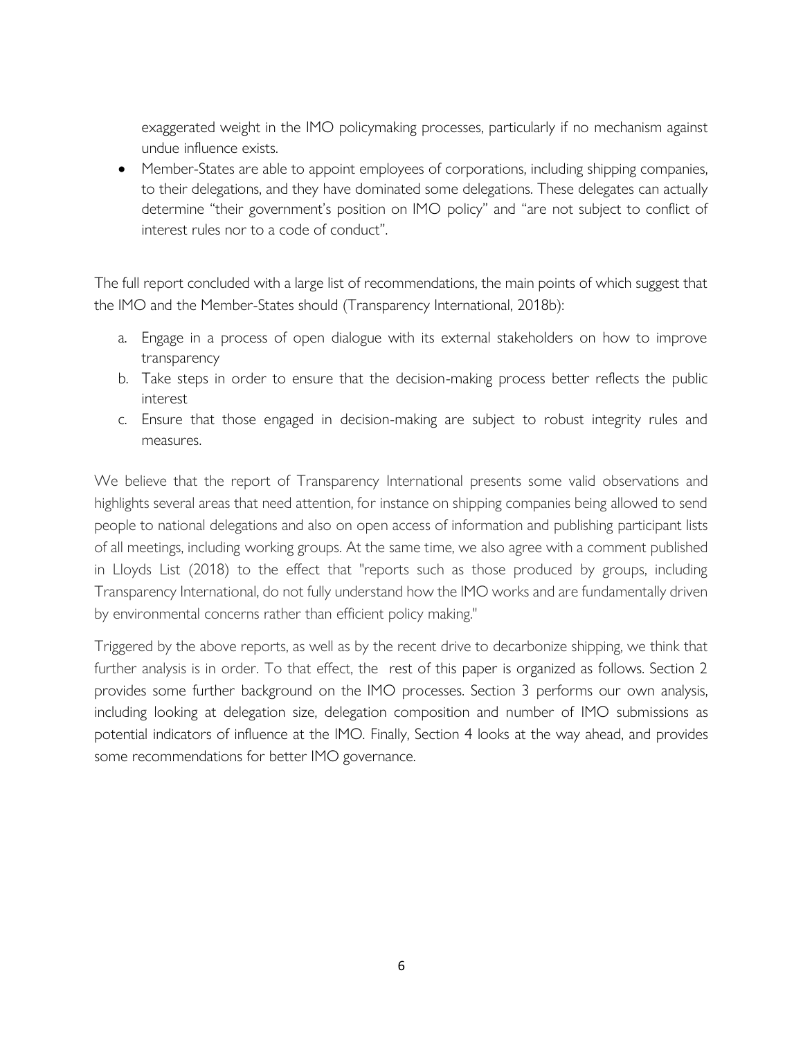exaggerated weight in the IMO policymaking processes, particularly if no mechanism against undue influence exists.

- Member-States are able to appoint employees of corporations, including shipping companies, to their delegations, and they have dominated some delegations. These delegates can actually determine "their government's position on IMO policy" and "are not subject to conflict of interest rules nor to a code of conduct".

The full report concluded with a large list of recommendations, the main points of which suggest that the IMO and the Member-States should (Transparency International, 2018b):

a. Engage in a process of open dialogue with its external stakeholders on how to improve transparency
b. Take steps in order to ensure that the decision-making process better reflects the public interest
c. Ensure that those engaged in decision-making are subject to robust integrity rules and measures.

We believe that the report of Transparency International presents some valid observations and highlights several areas that need attention, for instance on shipping companies being allowed to send people to national delegations and also on open access of information and publishing participant lists of all meetings, including working groups. At the same time, we also agree with a comment published in Lloyds List (2018) to the effect that "reports such as those produced by groups, including Transparency International, do not fully understand how the IMO works and are fundamentally driven by environmental concerns rather than efficient policy making."

Triggered by the above reports, as well as by the recent drive to decarbonize shipping, we think that further analysis is in order. To that effect, the rest of this paper is organized as follows. Section 2 provides some further background on the IMO processes. Section 3 performs our own analysis, including looking at delegation size, delegation composition and number of IMO submissions as potential indicators of influence at the IMO. Finally, Section 4 looks at the way ahead, and provides some recommendations for better IMO governance.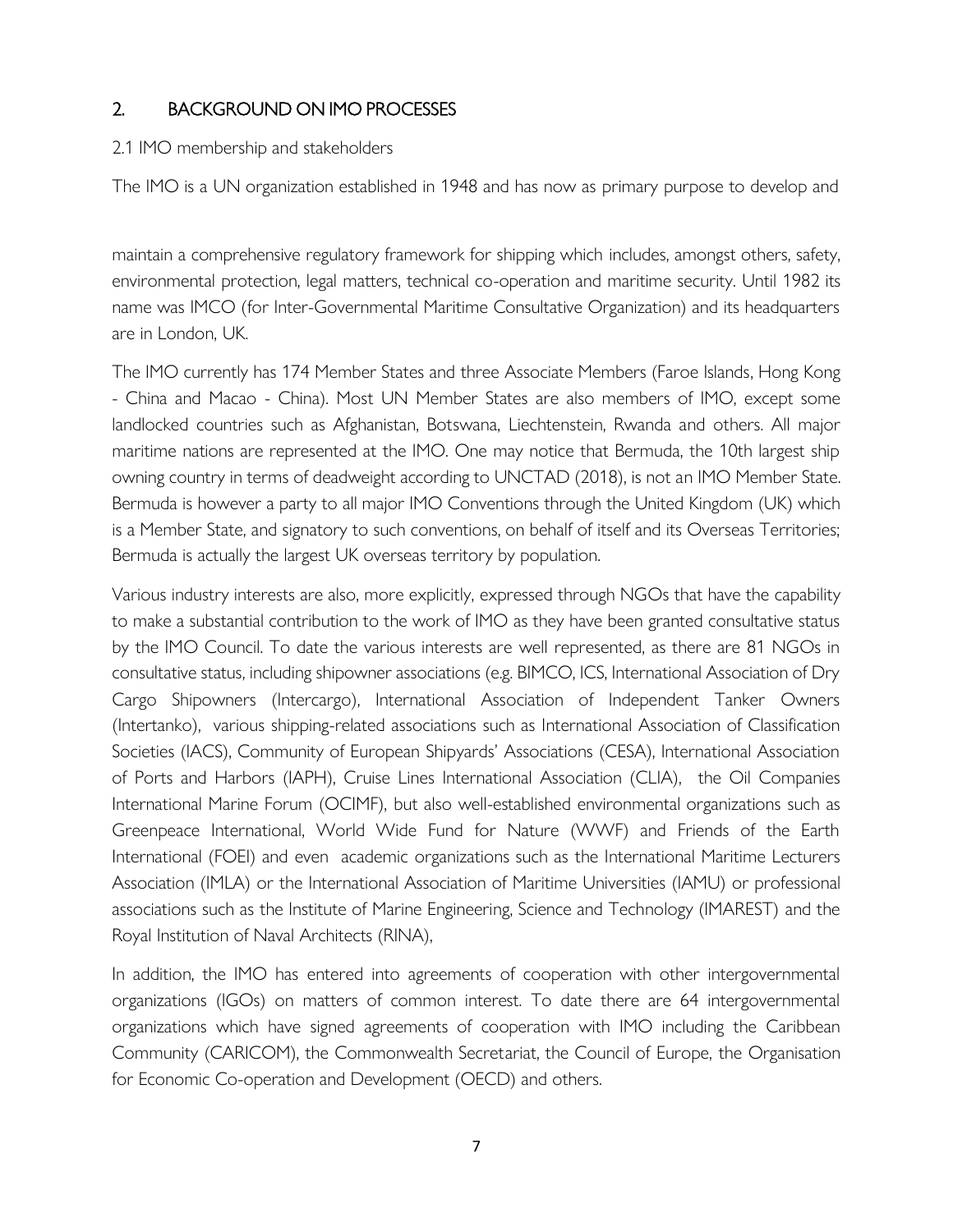## 2. BACKGROUND ON IMO PROCESSES

### 2.1 IMO membership and stakeholders

The IMO is a UN organization established in 1948 and has now as primary purpose to develop and maintain a comprehensive regulatory framework for shipping which includes, amongst others, safety, environmental protection, legal matters, technical co-operation and maritime security. Until 1982 its name was IMCO (for Inter-Governmental Maritime Consultative Organization) and its headquarters are in London, UK.

The IMO currently has 174 Member States and three Associate Members (Faroe Islands, Hong Kong - China and Macao - China). Most UN Member States are also members of IMO, except some landlocked countries such as Afghanistan, Botswana, Liechtenstein, Rwanda and others. All major maritime nations are represented at the IMO. One may notice that Bermuda, the 10th largest ship owning country in terms of deadweight according to UNCTAD (2018), is not an IMO Member State. Bermuda is however a party to all major IMO Conventions through the United Kingdom (UK) which is a Member State, and signatory to such conventions, on behalf of itself and its Overseas Territories; Bermuda is actually the largest UK overseas territory by population.

Various industry interests are also, more explicitly, expressed through NGOs that have the capability to make a substantial contribution to the work of IMO as they have been granted consultative status by the IMO Council. To date the various interests are well represented, as there are 81 NGOs in consultative status, including shipowner associations (e.g. BIMCO, ICS, International Association of Dry Cargo Shipowners (Intercargo), International Association of Independent Tanker Owners (Intertanko), various shipping-related associations such as International Association of Classification Societies (IACS), Community of European Shipyards' Associations (CESA), International Association of Ports and Harbors (IAPH), Cruise Lines International Association (CLIA), the Oil Companies International Marine Forum (OCIMF), but also well-established environmental organizations such as Greenpeace International, World Wide Fund for Nature (WWF) and Friends of the Earth International (FOEI) and even academic organizations such as the International Maritime Lecturers Association (IMLA) or the International Association of Maritime Universities (IAMU) or professional associations such as the Institute of Marine Engineering, Science and Technology (IMAREST) and the Royal Institution of Naval Architects (RINA),

In addition, the IMO has entered into agreements of cooperation with other intergovernmental organizations (IGOs) on matters of common interest. To date there are 64 intergovernmental organizations which have signed agreements of cooperation with IMO including the Caribbean Community (CARICOM), the Commonwealth Secretariat, the Council of Europe, the Organisation for Economic Co-operation and Development (OECD) and others.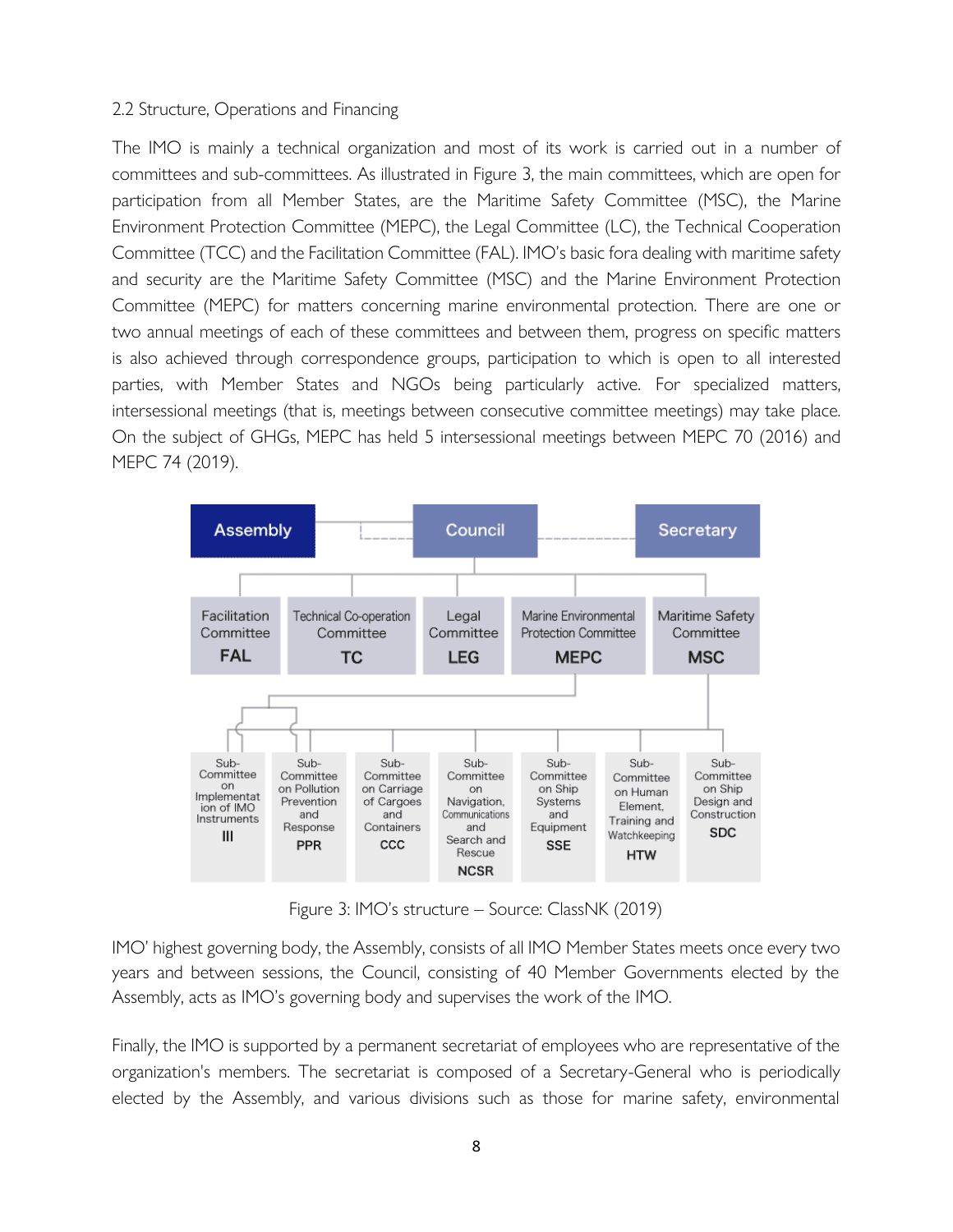2.2 Structure, Operations and Financing

The IMO is mainly a technical organization and most of its work is carried out in a number of committees and sub-committees. As illustrated in Figure 3, the main committees, which are open for participation from all Member States, are the Maritime Safety Committee (MSC), the Marine Environment Protection Committee (MEPC), the Legal Committee (LC), the Technical Cooperation Committee (TCC) and the Facilitation Committee (FAL). IMO's basic fora dealing with maritime safety and security are the Maritime Safety Committee (MSC) and the Marine Environment Protection Committee (MEPC) for matters concerning marine environmental protection. There are one or two annual meetings of each of these committees and between them, progress on specific matters is also achieved through correspondence groups, participation to which is open to all interested parties, with Member States and NGOs being particularly active. For specialized matters, intersessional meetings (that is, meetings between consecutive committee meetings) may take place. On the subject of GHGs, MEPC has held 5 intersessional meetings between MEPC 70 (2016) and MEPC 74 (2019).

Assembly — Council — Secretary

Facilitation Committee **FAL** | Technical Co-operation Committee **TC** | Legal Committee **LEG** | Marine Environmental Protection Committee **MEPC** | Maritime Safety Committee **MSC**

Sub-Committee on Implementation of IMO Instruments **III** | Sub-Committee on Pollution Prevention and Response **PPR** | Sub-Committee on Carriage of Cargoes and Containers **CCC** | Sub-Committee on Navigation, Communications and Search and Rescue **NCSR** | Sub-Committee on Ship Systems and Equipment **SSE** | Sub-Committee on Human Element, Training and Watchkeeping **HTW** | Sub-Committee on Ship Design and Construction **SDC**

Figure 3: IMO's structure – Source: ClassNK (2019)

IMO' highest governing body, the Assembly, consists of all IMO Member States meets once every two years and between sessions, the Council, consisting of 40 Member Governments elected by the Assembly, acts as IMO's governing body and supervises the work of the IMO.

Finally, the IMO is supported by a permanent secretariat of employees who are representative of the organization's members. The secretariat is composed of a Secretary-General who is periodically elected by the Assembly, and various divisions such as those for marine safety, environmental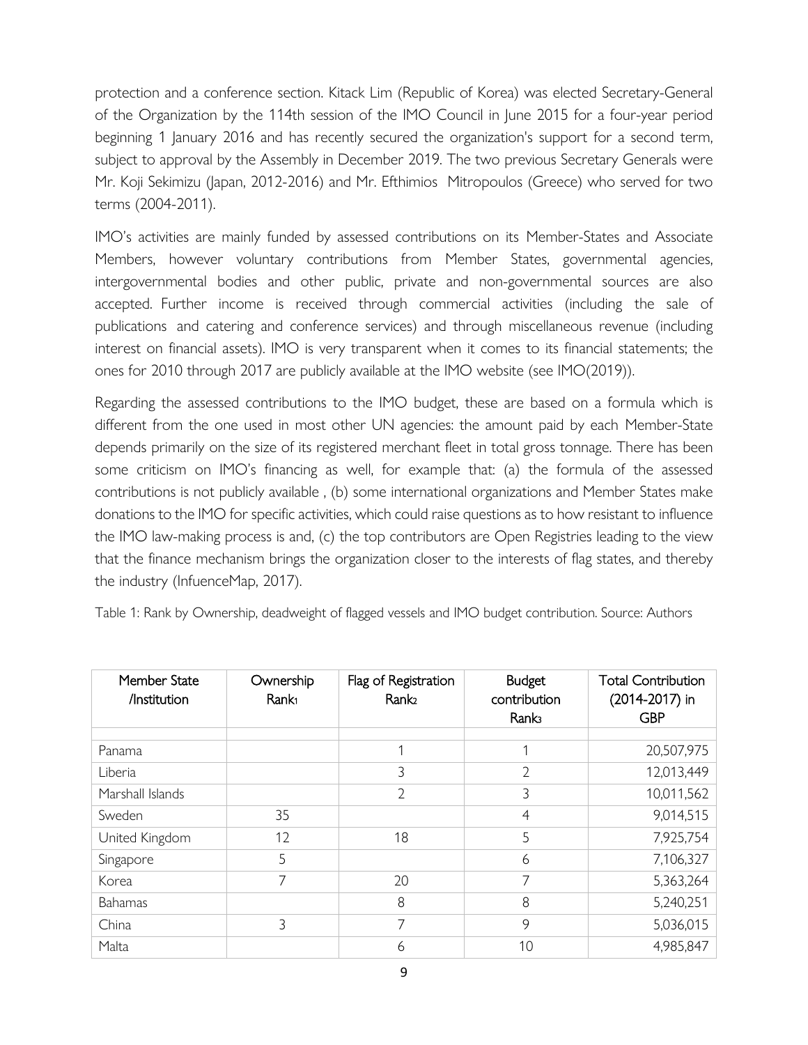protection and a conference section. Kitack Lim (Republic of Korea) was elected Secretary-General of the Organization by the 114th session of the IMO Council in June 2015 for a four-year period beginning 1 January 2016 and has recently secured the organization's support for a second term, subject to approval by the Assembly in December 2019. The two previous Secretary Generals were Mr. Koji Sekimizu (Japan, 2012-2016) and Mr. Efthimios Mitropoulos (Greece) who served for two terms (2004-2011).

IMO's activities are mainly funded by assessed contributions on its Member-States and Associate Members, however voluntary contributions from Member States, governmental agencies, intergovernmental bodies and other public, private and non-governmental sources are also accepted. Further income is received through commercial activities (including the sale of publications and catering and conference services) and through miscellaneous revenue (including interest on financial assets). IMO is very transparent when it comes to its financial statements; the ones for 2010 through 2017 are publicly available at the IMO website (see IMO(2019)).

Regarding the assessed contributions to the IMO budget, these are based on a formula which is different from the one used in most other UN agencies: the amount paid by each Member-State depends primarily on the size of its registered merchant fleet in total gross tonnage. There has been some criticism on IMO's financing as well, for example that: (a) the formula of the assessed contributions is not publicly available , (b) some international organizations and Member States make donations to the IMO for specific activities, which could raise questions as to how resistant to influence the IMO law-making process is and, (c) the top contributors are Open Registries leading to the view that the finance mechanism brings the organization closer to the interests of flag states, and thereby the industry (InfuenceMap, 2017).

Table 1: Rank by Ownership, deadweight of flagged vessels and IMO budget contribution. Source: Authors

| Member State /Institution | Ownership Rank[1] | Flag of Registration Rank[2] | Budget contribution Rank[3] | Total Contribution (2014-2017) in GBP |
|---|---|---|---|---|
| | | | | |
| Panama | | 1 | 1 | 20,507,975 |
| Liberia | | 3 | 2 | 12,013,449 |
| Marshall Islands | | 2 | 3 | 10,011,562 |
| Sweden | 35 | | 4 | 9,014,515 |
| United Kingdom | 12 | 18 | 5 | 7,925,754 |
| Singapore | 5 | | 6 | 7,106,327 |
| Korea | 7 | 20 | 7 | 5,363,264 |
| Bahamas | | 8 | 8 | 5,240,251 |
| China | 3 | 7 | 9 | 5,036,015 |
| Malta | | 6 | 10 | 4,985,847 |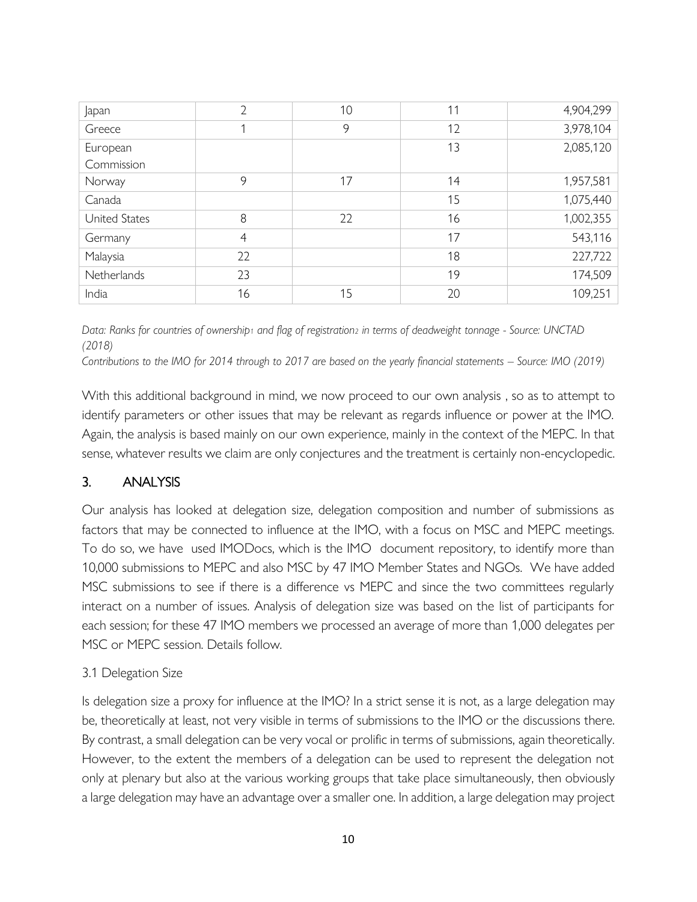| Japan | 2 | 10 | 11 | 4,904,299 |
|---|---|---|---|---|
| Greece | 1 | 9 | 12 | 3,978,104 |
| European Commission | | | 13 | 2,085,120 |
| Norway | 9 | 17 | 14 | 1,957,581 |
| Canada | | | 15 | 1,075,440 |
| United States | 8 | 22 | 16 | 1,002,355 |
| Germany | 4 | | 17 | 543,116 |
| Malaysia | 22 | | 18 | 227,722 |
| Netherlands | 23 | | 19 | 174,509 |
| India | 16 | 15 | 20 | 109,251 |

*Data: Ranks for countries of ownership[1] and flag of registration[2] in terms of deadweight tonnage - Source: UNCTAD (2018)*

*Contributions to the IMO for 2014 through to 2017 are based on the yearly financial statements – Source: IMO (2019)*

With this additional background in mind, we now proceed to our own analysis , so as to attempt to identify parameters or other issues that may be relevant as regards influence or power at the IMO. Again, the analysis is based mainly on our own experience, mainly in the context of the MEPC. In that sense, whatever results we claim are only conjectures and the treatment is certainly non-encyclopedic.

## 3. ANALYSIS

Our analysis has looked at delegation size, delegation composition and number of submissions as factors that may be connected to influence at the IMO, with a focus on MSC and MEPC meetings. To do so, we have used IMODocs, which is the IMO document repository, to identify more than 10,000 submissions to MEPC and also MSC by 47 IMO Member States and NGOs. We have added MSC submissions to see if there is a difference vs MEPC and since the two committees regularly interact on a number of issues. Analysis of delegation size was based on the list of participants for each session; for these 47 IMO members we processed an average of more than 1,000 delegates per MSC or MEPC session. Details follow.

### 3.1 Delegation Size

Is delegation size a proxy for influence at the IMO? In a strict sense it is not, as a large delegation may be, theoretically at least, not very visible in terms of submissions to the IMO or the discussions there. By contrast, a small delegation can be very vocal or prolific in terms of submissions, again theoretically. However, to the extent the members of a delegation can be used to represent the delegation not only at plenary but also at the various working groups that take place simultaneously, then obviously a large delegation may have an advantage over a smaller one. In addition, a large delegation may project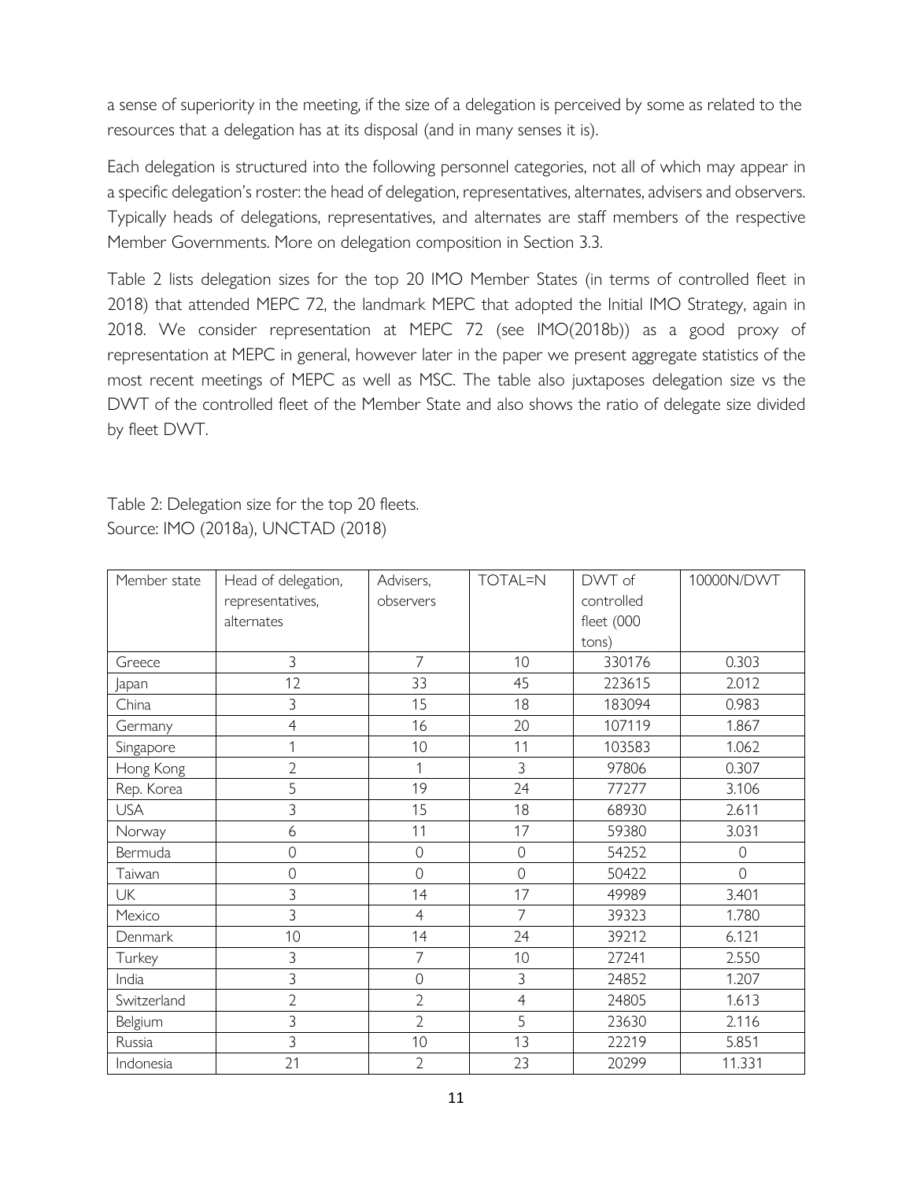a sense of superiority in the meeting, if the size of a delegation is perceived by some as related to the resources that a delegation has at its disposal (and in many senses it is).

Each delegation is structured into the following personnel categories, not all of which may appear in a specific delegation's roster: the head of delegation, representatives, alternates, advisers and observers. Typically heads of delegations, representatives, and alternates are staff members of the respective Member Governments. More on delegation composition in Section 3.3.

Table 2 lists delegation sizes for the top 20 IMO Member States (in terms of controlled fleet in 2018) that attended MEPC 72, the landmark MEPC that adopted the Initial IMO Strategy, again in 2018. We consider representation at MEPC 72 (see IMO(2018b)) as a good proxy of representation at MEPC in general, however later in the paper we present aggregate statistics of the most recent meetings of MEPC as well as MSC. The table also juxtaposes delegation size vs the DWT of the controlled fleet of the Member State and also shows the ratio of delegate size divided by fleet DWT.

Table 2: Delegation size for the top 20 fleets.
Source: IMO (2018a), UNCTAD (2018)

| Member state | Head of delegation, representatives, alternates | Advisers, observers | TOTAL=N | DWT of controlled fleet (000 tons) | 10000N/DWT |
|---|---|---|---|---|---|
| Greece | 3 | 7 | 10 | 330176 | 0.303 |
| Japan | 12 | 33 | 45 | 223615 | 2.012 |
| China | 3 | 15 | 18 | 183094 | 0.983 |
| Germany | 4 | 16 | 20 | 107119 | 1.867 |
| Singapore | 1 | 10 | 11 | 103583 | 1.062 |
| Hong Kong | 2 | 1 | 3 | 97806 | 0.307 |
| Rep. Korea | 5 | 19 | 24 | 77277 | 3.106 |
| USA | 3 | 15 | 18 | 68930 | 2.611 |
| Norway | 6 | 11 | 17 | 59380 | 3.031 |
| Bermuda | 0 | 0 | 0 | 54252 | 0 |
| Taiwan | 0 | 0 | 0 | 50422 | 0 |
| UK | 3 | 14 | 17 | 49989 | 3.401 |
| Mexico | 3 | 4 | 7 | 39323 | 1.780 |
| Denmark | 10 | 14 | 24 | 39212 | 6.121 |
| Turkey | 3 | 7 | 10 | 27241 | 2.550 |
| India | 3 | 0 | 3 | 24852 | 1.207 |
| Switzerland | 2 | 2 | 4 | 24805 | 1.613 |
| Belgium | 3 | 2 | 5 | 23630 | 2.116 |
| Russia | 3 | 10 | 13 | 22219 | 5.851 |
| Indonesia | 21 | 2 | 23 | 20299 | 11.331 |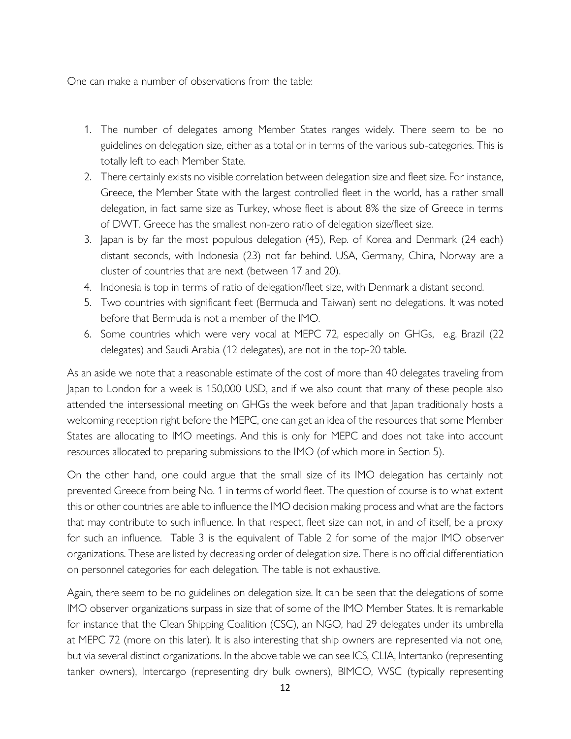One can make a number of observations from the table:

1. The number of delegates among Member States ranges widely. There seem to be no guidelines on delegation size, either as a total or in terms of the various sub-categories. This is totally left to each Member State.
2. There certainly exists no visible correlation between delegation size and fleet size. For instance, Greece, the Member State with the largest controlled fleet in the world, has a rather small delegation, in fact same size as Turkey, whose fleet is about 8% the size of Greece in terms of DWT. Greece has the smallest non-zero ratio of delegation size/fleet size.
3. Japan is by far the most populous delegation (45), Rep. of Korea and Denmark (24 each) distant seconds, with Indonesia (23) not far behind. USA, Germany, China, Norway are a cluster of countries that are next (between 17 and 20).
4. Indonesia is top in terms of ratio of delegation/fleet size, with Denmark a distant second.
5. Two countries with significant fleet (Bermuda and Taiwan) sent no delegations. It was noted before that Bermuda is not a member of the IMO.
6. Some countries which were very vocal at MEPC 72, especially on GHGs, e.g. Brazil (22 delegates) and Saudi Arabia (12 delegates), are not in the top-20 table.

As an aside we note that a reasonable estimate of the cost of more than 40 delegates traveling from Japan to London for a week is 150,000 USD, and if we also count that many of these people also attended the intersessional meeting on GHGs the week before and that Japan traditionally hosts a welcoming reception right before the MEPC, one can get an idea of the resources that some Member States are allocating to IMO meetings. And this is only for MEPC and does not take into account resources allocated to preparing submissions to the IMO (of which more in Section 5).

On the other hand, one could argue that the small size of its IMO delegation has certainly not prevented Greece from being No. 1 in terms of world fleet. The question of course is to what extent this or other countries are able to influence the IMO decision making process and what are the factors that may contribute to such influence. In that respect, fleet size can not, in and of itself, be a proxy for such an influence. Table 3 is the equivalent of Table 2 for some of the major IMO observer organizations. These are listed by decreasing order of delegation size. There is no official differentiation on personnel categories for each delegation. The table is not exhaustive.

Again, there seem to be no guidelines on delegation size. It can be seen that the delegations of some IMO observer organizations surpass in size that of some of the IMO Member States. It is remarkable for instance that the Clean Shipping Coalition (CSC), an NGO, had 29 delegates under its umbrella at MEPC 72 (more on this later). It is also interesting that ship owners are represented via not one, but via several distinct organizations. In the above table we can see ICS, CLIA, Intertanko (representing tanker owners), Intercargo (representing dry bulk owners), BIMCO, WSC (typically representing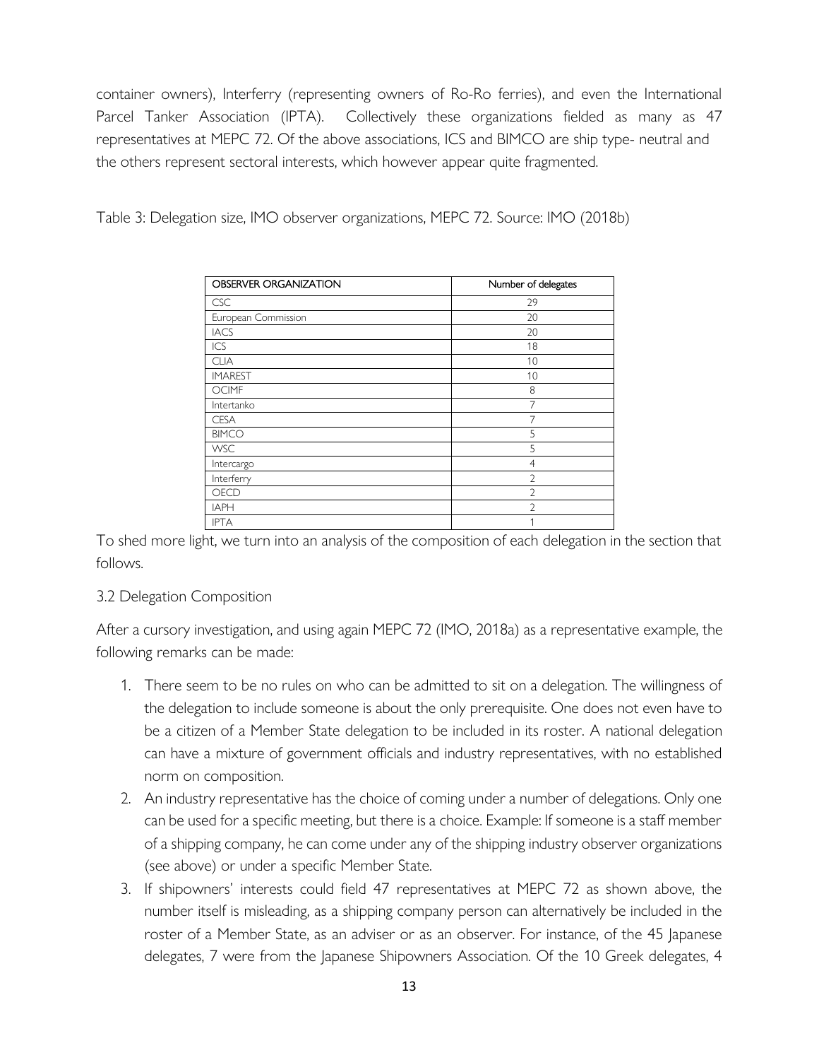container owners), Interferry (representing owners of Ro-Ro ferries), and even the International Parcel Tanker Association (IPTA). Collectively these organizations fielded as many as 47 representatives at MEPC 72. Of the above associations, ICS and BIMCO are ship type- neutral and the others represent sectoral interests, which however appear quite fragmented.

Table 3: Delegation size, IMO observer organizations, MEPC 72. Source: IMO (2018b)

| OBSERVER ORGANIZATION | Number of delegates |
|---|---|
| CSC | 29 |
| European Commission | 20 |
| IACS | 20 |
| ICS | 18 |
| CLIA | 10 |
| IMAREST | 10 |
| OCIMF | 8 |
| Intertanko | 7 |
| CESA | 7 |
| BIMCO | 5 |
| WSC | 5 |
| Intercargo | 4 |
| Interferry | 2 |
| OECD | 2 |
| IAPH | 2 |
| IPTA | 1 |

To shed more light, we turn into an analysis of the composition of each delegation in the section that follows.

### 3.2 Delegation Composition

After a cursory investigation, and using again MEPC 72 (IMO, 2018a) as a representative example, the following remarks can be made:

1. There seem to be no rules on who can be admitted to sit on a delegation. The willingness of the delegation to include someone is about the only prerequisite. One does not even have to be a citizen of a Member State delegation to be included in its roster. A national delegation can have a mixture of government officials and industry representatives, with no established norm on composition.
2. An industry representative has the choice of coming under a number of delegations. Only one can be used for a specific meeting, but there is a choice. Example: If someone is a staff member of a shipping company, he can come under any of the shipping industry observer organizations (see above) or under a specific Member State.
3. If shipowners' interests could field 47 representatives at MEPC 72 as shown above, the number itself is misleading, as a shipping company person can alternatively be included in the roster of a Member State, as an adviser or as an observer. For instance, of the 45 Japanese delegates, 7 were from the Japanese Shipowners Association. Of the 10 Greek delegates, 4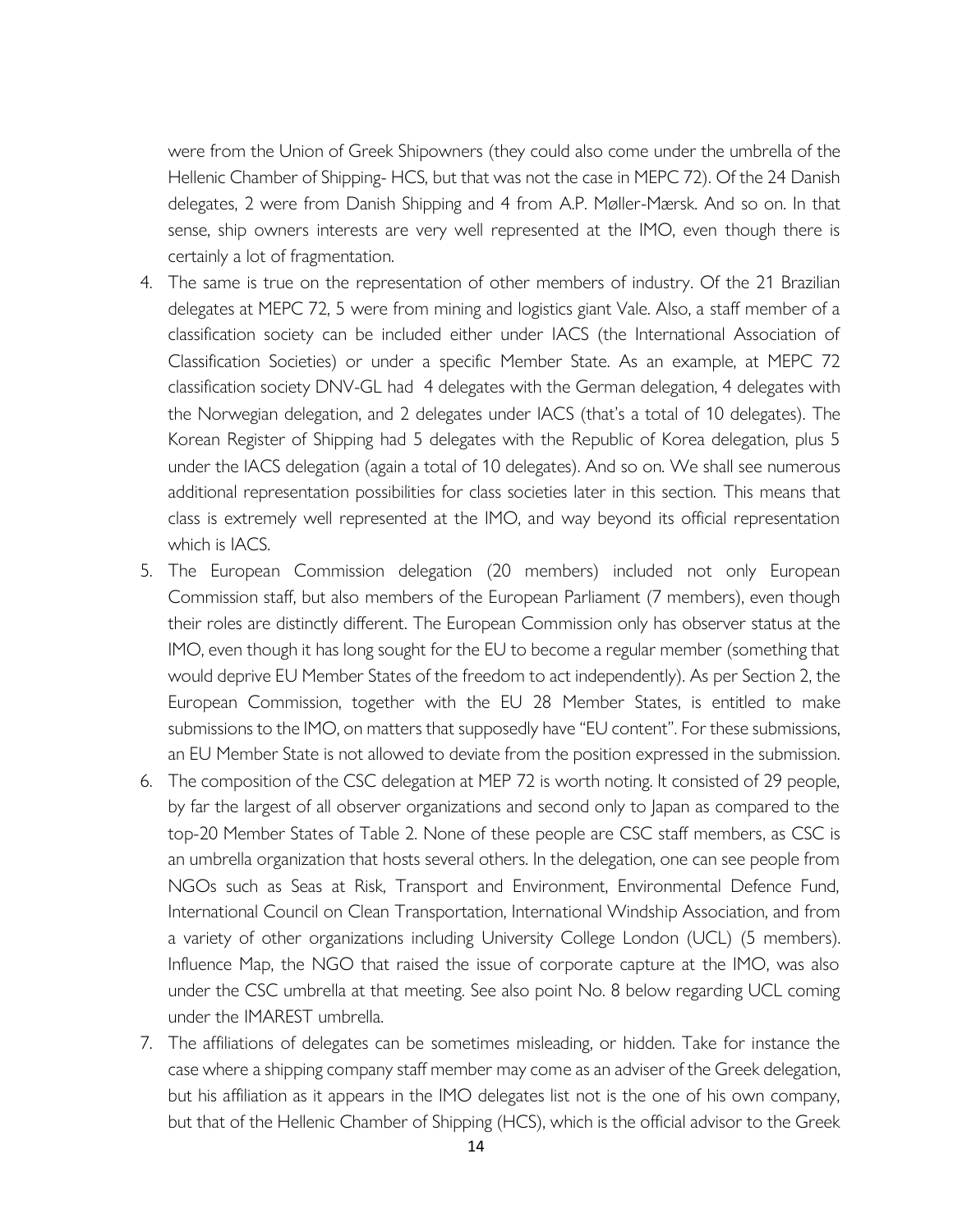were from the Union of Greek Shipowners (they could also come under the umbrella of the Hellenic Chamber of Shipping- HCS, but that was not the case in MEPC 72). Of the 24 Danish delegates, 2 were from Danish Shipping and 4 from A.P. Møller-Mærsk. And so on. In that sense, ship owners interests are very well represented at the IMO, even though there is certainly a lot of fragmentation.

4. The same is true on the representation of other members of industry. Of the 21 Brazilian delegates at MEPC 72, 5 were from mining and logistics giant Vale. Also, a staff member of a classification society can be included either under IACS (the International Association of Classification Societies) or under a specific Member State. As an example, at MEPC 72 classification society DNV-GL had 4 delegates with the German delegation, 4 delegates with the Norwegian delegation, and 2 delegates under IACS (that's a total of 10 delegates). The Korean Register of Shipping had 5 delegates with the Republic of Korea delegation, plus 5 under the IACS delegation (again a total of 10 delegates). And so on. We shall see numerous additional representation possibilities for class societies later in this section. This means that class is extremely well represented at the IMO, and way beyond its official representation which is IACS.
5. The European Commission delegation (20 members) included not only European Commission staff, but also members of the European Parliament (7 members), even though their roles are distinctly different. The European Commission only has observer status at the IMO, even though it has long sought for the EU to become a regular member (something that would deprive EU Member States of the freedom to act independently). As per Section 2, the European Commission, together with the EU 28 Member States, is entitled to make submissions to the IMO, on matters that supposedly have "EU content". For these submissions, an EU Member State is not allowed to deviate from the position expressed in the submission.
6. The composition of the CSC delegation at MEP 72 is worth noting. It consisted of 29 people, by far the largest of all observer organizations and second only to Japan as compared to the top-20 Member States of Table 2. None of these people are CSC staff members, as CSC is an umbrella organization that hosts several others. In the delegation, one can see people from NGOs such as Seas at Risk, Transport and Environment, Environmental Defence Fund, International Council on Clean Transportation, International Windship Association, and from a variety of other organizations including University College London (UCL) (5 members). Influence Map, the NGO that raised the issue of corporate capture at the IMO, was also under the CSC umbrella at that meeting. See also point No. 8 below regarding UCL coming under the IMAREST umbrella.
7. The affiliations of delegates can be sometimes misleading, or hidden. Take for instance the case where a shipping company staff member may come as an adviser of the Greek delegation, but his affiliation as it appears in the IMO delegates list not is the one of his own company, but that of the Hellenic Chamber of Shipping (HCS), which is the official advisor to the Greek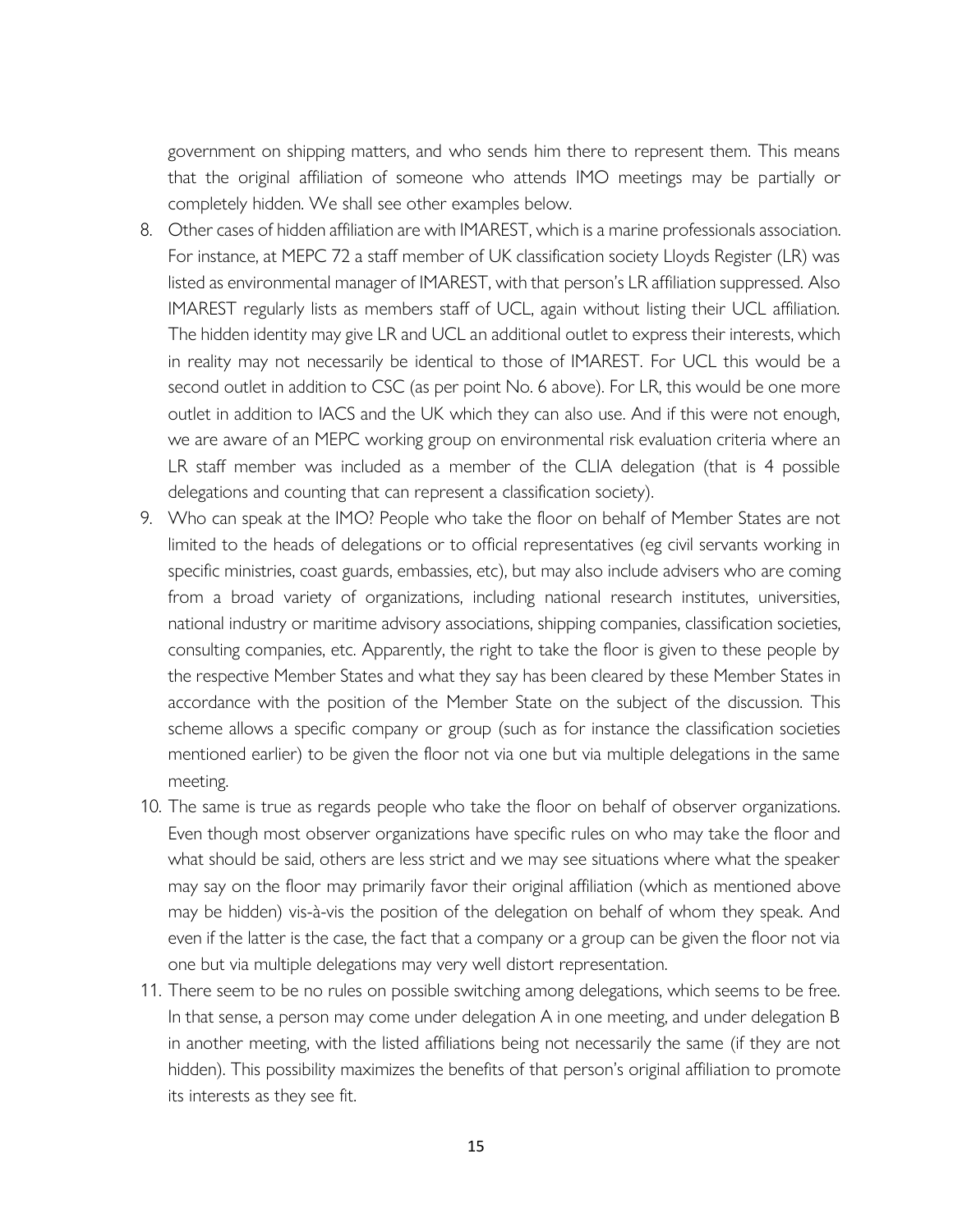government on shipping matters, and who sends him there to represent them. This means that the original affiliation of someone who attends IMO meetings may be partially or completely hidden. We shall see other examples below.

8. Other cases of hidden affiliation are with IMAREST, which is a marine professionals association. For instance, at MEPC 72 a staff member of UK classification society Lloyds Register (LR) was listed as environmental manager of IMAREST, with that person's LR affiliation suppressed. Also IMAREST regularly lists as members staff of UCL, again without listing their UCL affiliation. The hidden identity may give LR and UCL an additional outlet to express their interests, which in reality may not necessarily be identical to those of IMAREST. For UCL this would be a second outlet in addition to CSC (as per point No. 6 above). For LR, this would be one more outlet in addition to IACS and the UK which they can also use. And if this were not enough, we are aware of an MEPC working group on environmental risk evaluation criteria where an LR staff member was included as a member of the CLIA delegation (that is 4 possible delegations and counting that can represent a classification society).
9. Who can speak at the IMO? People who take the floor on behalf of Member States are not limited to the heads of delegations or to official representatives (eg civil servants working in specific ministries, coast guards, embassies, etc), but may also include advisers who are coming from a broad variety of organizations, including national research institutes, universities, national industry or maritime advisory associations, shipping companies, classification societies, consulting companies, etc. Apparently, the right to take the floor is given to these people by the respective Member States and what they say has been cleared by these Member States in accordance with the position of the Member State on the subject of the discussion. This scheme allows a specific company or group (such as for instance the classification societies mentioned earlier) to be given the floor not via one but via multiple delegations in the same meeting.
10. The same is true as regards people who take the floor on behalf of observer organizations. Even though most observer organizations have specific rules on who may take the floor and what should be said, others are less strict and we may see situations where what the speaker may say on the floor may primarily favor their original affiliation (which as mentioned above may be hidden) vis-à-vis the position of the delegation on behalf of whom they speak. And even if the latter is the case, the fact that a company or a group can be given the floor not via one but via multiple delegations may very well distort representation.
11. There seem to be no rules on possible switching among delegations, which seems to be free. In that sense, a person may come under delegation A in one meeting, and under delegation B in another meeting, with the listed affiliations being not necessarily the same (if they are not hidden). This possibility maximizes the benefits of that person's original affiliation to promote its interests as they see fit.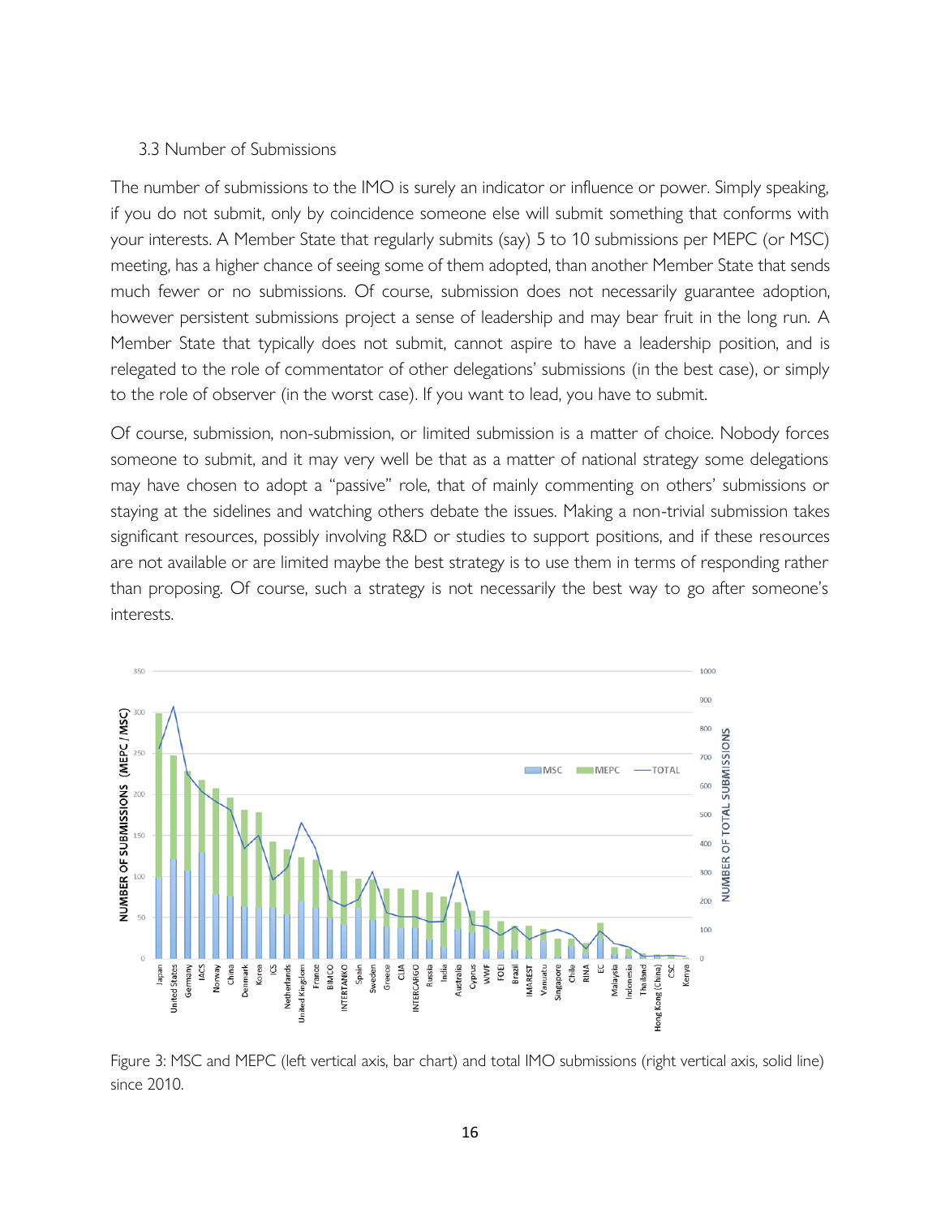### 3.3 Number of Submissions

The number of submissions to the IMO is surely an indicator or influence or power. Simply speaking, if you do not submit, only by coincidence someone else will submit something that conforms with your interests. A Member State that regularly submits (say) 5 to 10 submissions per MEPC (or MSC) meeting, has a higher chance of seeing some of them adopted, than another Member State that sends much fewer or no submissions. Of course, submission does not necessarily guarantee adoption, however persistent submissions project a sense of leadership and may bear fruit in the long run. A Member State that typically does not submit, cannot aspire to have a leadership position, and is relegated to the role of commentator of other delegations' submissions (in the best case), or simply to the role of observer (in the worst case). If you want to lead, you have to submit.

Of course, submission, non-submission, or limited submission is a matter of choice. Nobody forces someone to submit, and it may very well be that as a matter of national strategy some delegations may have chosen to adopt a "passive" role, that of mainly commenting on others' submissions or staying at the sidelines and watching others debate the issues. Making a non-trivial submission takes significant resources, possibly involving R&D or studies to support positions, and if these resources are not available or are limited maybe the best strategy is to use them in terms of responding rather than proposing. Of course, such a strategy is not necessarily the best way to go after someone's interests.

Figure 3: MSC and MEPC (left vertical axis, bar chart) and total IMO submissions (right vertical axis, solid line) since 2010.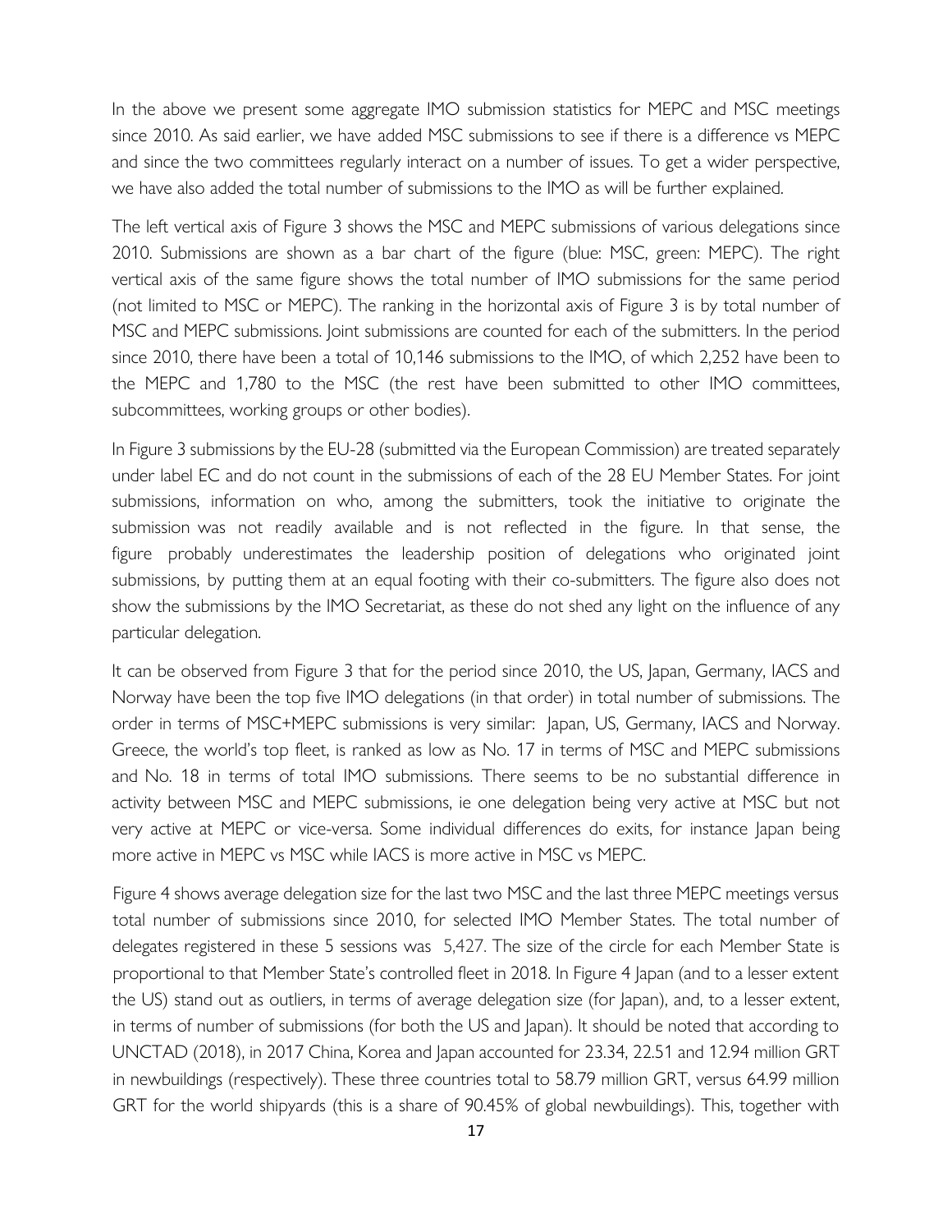In the above we present some aggregate IMO submission statistics for MEPC and MSC meetings since 2010. As said earlier, we have added MSC submissions to see if there is a difference vs MEPC and since the two committees regularly interact on a number of issues. To get a wider perspective, we have also added the total number of submissions to the IMO as will be further explained.

The left vertical axis of Figure 3 shows the MSC and MEPC submissions of various delegations since 2010. Submissions are shown as a bar chart of the figure (blue: MSC, green: MEPC). The right vertical axis of the same figure shows the total number of IMO submissions for the same period (not limited to MSC or MEPC). The ranking in the horizontal axis of Figure 3 is by total number of MSC and MEPC submissions. Joint submissions are counted for each of the submitters. In the period since 2010, there have been a total of 10,146 submissions to the IMO, of which 2,252 have been to the MEPC and 1,780 to the MSC (the rest have been submitted to other IMO committees, subcommittees, working groups or other bodies).

In Figure 3 submissions by the EU-28 (submitted via the European Commission) are treated separately under label EC and do not count in the submissions of each of the 28 EU Member States. For joint submissions, information on who, among the submitters, took the initiative to originate the submission was not readily available and is not reflected in the figure. In that sense, the figure probably underestimates the leadership position of delegations who originated joint submissions, by putting them at an equal footing with their co-submitters. The figure also does not show the submissions by the IMO Secretariat, as these do not shed any light on the influence of any particular delegation.

It can be observed from Figure 3 that for the period since 2010, the US, Japan, Germany, IACS and Norway have been the top five IMO delegations (in that order) in total number of submissions. The order in terms of MSC+MEPC submissions is very similar: Japan, US, Germany, IACS and Norway. Greece, the world's top fleet, is ranked as low as No. 17 in terms of MSC and MEPC submissions and No. 18 in terms of total IMO submissions. There seems to be no substantial difference in activity between MSC and MEPC submissions, ie one delegation being very active at MSC but not very active at MEPC or vice-versa. Some individual differences do exits, for instance Japan being more active in MEPC vs MSC while IACS is more active in MSC vs MEPC.

Figure 4 shows average delegation size for the last two MSC and the last three MEPC meetings versus total number of submissions since 2010, for selected IMO Member States. The total number of delegates registered in these 5 sessions was 5,427. The size of the circle for each Member State is proportional to that Member State's controlled fleet in 2018. In Figure 4 Japan (and to a lesser extent the US) stand out as outliers, in terms of average delegation size (for Japan), and, to a lesser extent, in terms of number of submissions (for both the US and Japan). It should be noted that according to UNCTAD (2018), in 2017 China, Korea and Japan accounted for 23.34, 22.51 and 12.94 million GRT in newbuildings (respectively). These three countries total to 58.79 million GRT, versus 64.99 million GRT for the world shipyards (this is a share of 90.45% of global newbuildings). This, together with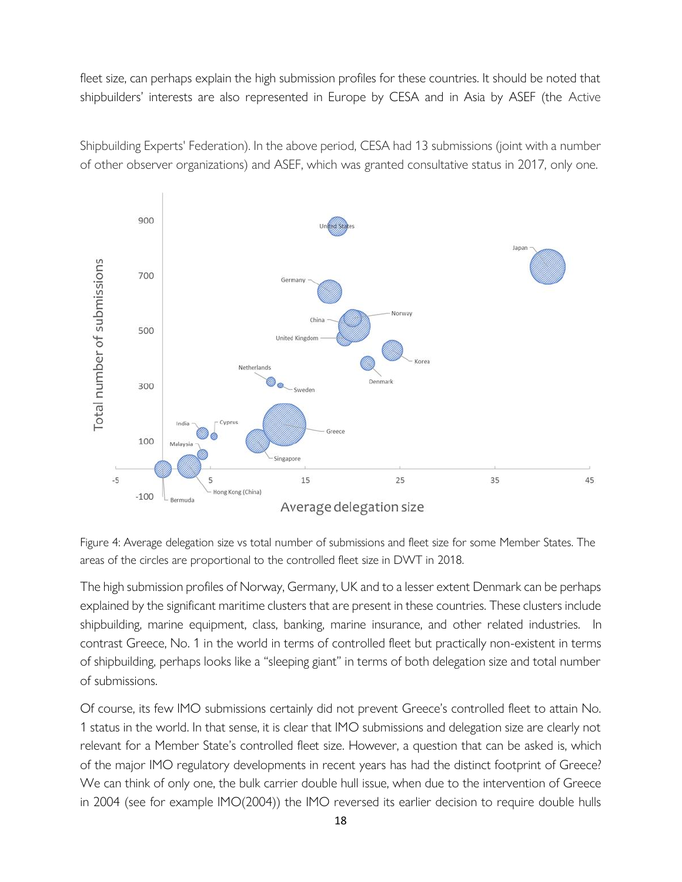fleet size, can perhaps explain the high submission profiles for these countries. It should be noted that shipbuilders' interests are also represented in Europe by CESA and in Asia by ASEF (the Active Shipbuilding Experts' Federation). In the above period, CESA had 13 submissions (joint with a number of other observer organizations) and ASEF, which was granted consultative status in 2017, only one.

Figure 4: Average delegation size vs total number of submissions and fleet size for some Member States. The areas of the circles are proportional to the controlled fleet size in DWT in 2018.

The high submission profiles of Norway, Germany, UK and to a lesser extent Denmark can be perhaps explained by the significant maritime clusters that are present in these countries. These clusters include shipbuilding, marine equipment, class, banking, marine insurance, and other related industries. In contrast Greece, No. 1 in the world in terms of controlled fleet but practically non-existent in terms of shipbuilding, perhaps looks like a "sleeping giant" in terms of both delegation size and total number of submissions.

Of course, its few IMO submissions certainly did not prevent Greece's controlled fleet to attain No. 1 status in the world. In that sense, it is clear that IMO submissions and delegation size are clearly not relevant for a Member State's controlled fleet size. However, a question that can be asked is, which of the major IMO regulatory developments in recent years has had the distinct footprint of Greece? We can think of only one, the bulk carrier double hull issue, when due to the intervention of Greece in 2004 (see for example IMO(2004)) the IMO reversed its earlier decision to require double hulls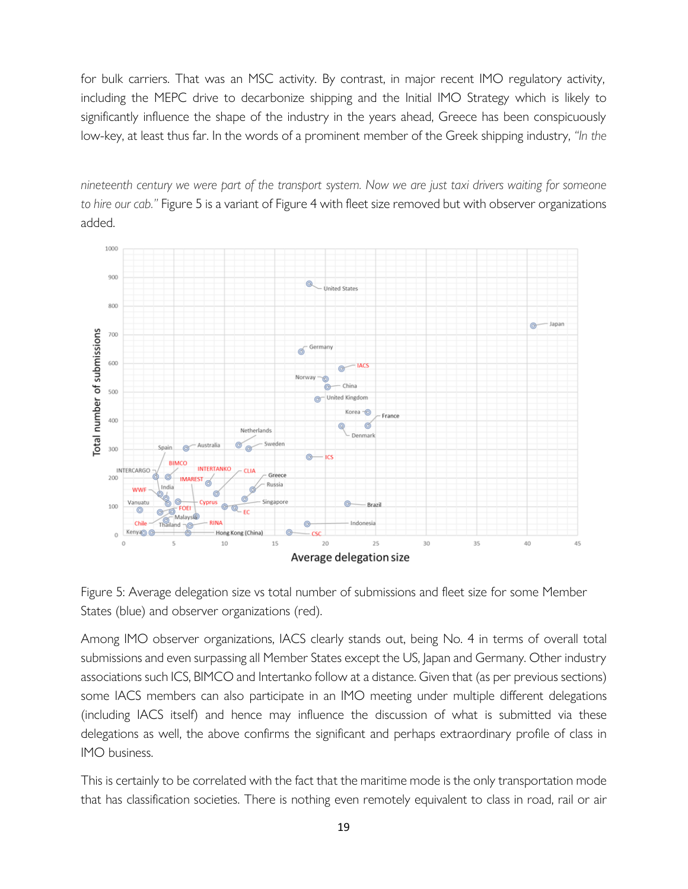for bulk carriers. That was an MSC activity. By contrast, in major recent IMO regulatory activity, including the MEPC drive to decarbonize shipping and the Initial IMO Strategy which is likely to significantly influence the shape of the industry in the years ahead, Greece has been conspicuously low-key, at least thus far. In the words of a prominent member of the Greek shipping industry, *"In the nineteenth century we were part of the transport system. Now we are just taxi drivers waiting for someone to hire our cab."* Figure 5 is a variant of Figure 4 with fleet size removed but with observer organizations added.

Figure 5: Average delegation size vs total number of submissions and fleet size for some Member States (blue) and observer organizations (red).

Among IMO observer organizations, IACS clearly stands out, being No. 4 in terms of overall total submissions and even surpassing all Member States except the US, Japan and Germany. Other industry associations such ICS, BIMCO and Intertanko follow at a distance. Given that (as per previous sections) some IACS members can also participate in an IMO meeting under multiple different delegations (including IACS itself) and hence may influence the discussion of what is submitted via these delegations as well, the above confirms the significant and perhaps extraordinary profile of class in IMO business.

This is certainly to be correlated with the fact that the maritime mode is the only transportation mode that has classification societies. There is nothing even remotely equivalent to class in road, rail or air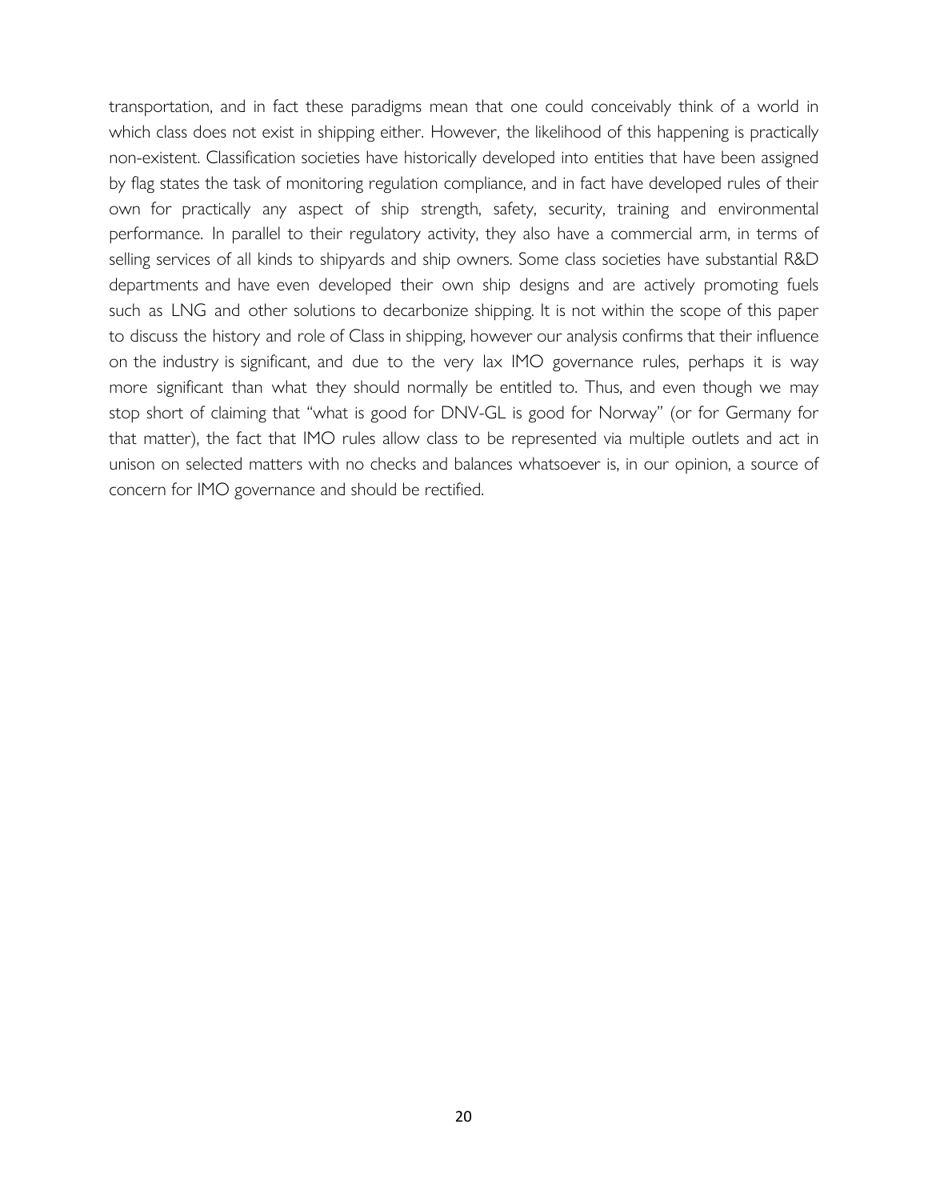transportation, and in fact these paradigms mean that one could conceivably think of a world in which class does not exist in shipping either. However, the likelihood of this happening is practically non-existent. Classification societies have historically developed into entities that have been assigned by flag states the task of monitoring regulation compliance, and in fact have developed rules of their own for practically any aspect of ship strength, safety, security, training and environmental performance. In parallel to their regulatory activity, they also have a commercial arm, in terms of selling services of all kinds to shipyards and ship owners. Some class societies have substantial R&D departments and have even developed their own ship designs and are actively promoting fuels such as LNG and other solutions to decarbonize shipping. It is not within the scope of this paper to discuss the history and role of Class in shipping, however our analysis confirms that their influence on the industry is significant, and due to the very lax IMO governance rules, perhaps it is way more significant than what they should normally be entitled to. Thus, and even though we may stop short of claiming that "what is good for DNV-GL is good for Norway" (or for Germany for that matter), the fact that IMO rules allow class to be represented via multiple outlets and act in unison on selected matters with no checks and balances whatsoever is, in our opinion, a source of concern for IMO governance and should be rectified.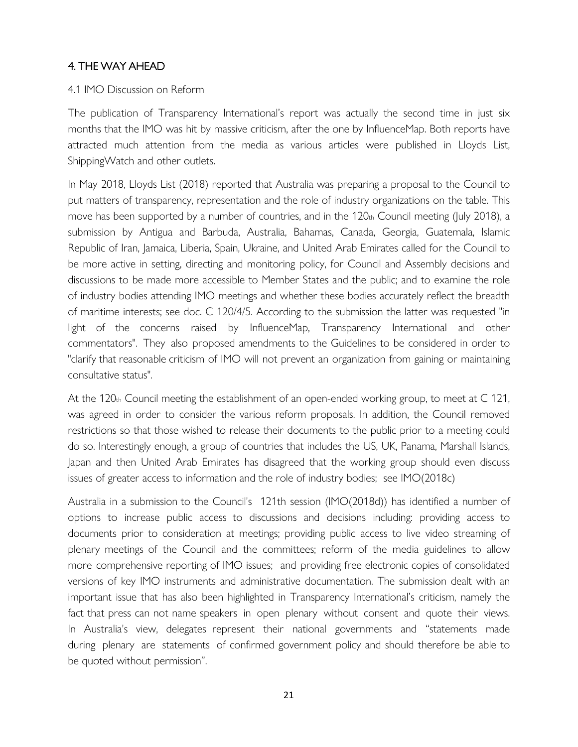## 4. THE WAY AHEAD

### 4.1 IMO Discussion on Reform

The publication of Transparency International's report was actually the second time in just six months that the IMO was hit by massive criticism, after the one by InfluenceMap. Both reports have attracted much attention from the media as various articles were published in Lloyds List, ShippingWatch and other outlets.

In May 2018, Lloyds List (2018) reported that Australia was preparing a proposal to the Council to put matters of transparency, representation and the role of industry organizations on the table. This move has been supported by a number of countries, and in the 120th Council meeting (July 2018), a submission by Antigua and Barbuda, Australia, Bahamas, Canada, Georgia, Guatemala, Islamic Republic of Iran, Jamaica, Liberia, Spain, Ukraine, and United Arab Emirates called for the Council to be more active in setting, directing and monitoring policy, for Council and Assembly decisions and discussions to be made more accessible to Member States and the public; and to examine the role of industry bodies attending IMO meetings and whether these bodies accurately reflect the breadth of maritime interests; see doc. C 120/4/5. According to the submission the latter was requested "in light of the concerns raised by InfluenceMap, Transparency International and other commentators". They also proposed amendments to the Guidelines to be considered in order to "clarify that reasonable criticism of IMO will not prevent an organization from gaining or maintaining consultative status".

At the 120th Council meeting the establishment of an open-ended working group, to meet at C 121, was agreed in order to consider the various reform proposals. In addition, the Council removed restrictions so that those wished to release their documents to the public prior to a meeting could do so. Interestingly enough, a group of countries that includes the US, UK, Panama, Marshall Islands, Japan and then United Arab Emirates has disagreed that the working group should even discuss issues of greater access to information and the role of industry bodies; see IMO(2018c)

Australia in a submission to the Council's 121th session (IMO(2018d)) has identified a number of options to increase public access to discussions and decisions including: providing access to documents prior to consideration at meetings; providing public access to live video streaming of plenary meetings of the Council and the committees; reform of the media guidelines to allow more comprehensive reporting of IMO issues; and providing free electronic copies of consolidated versions of key IMO instruments and administrative documentation. The submission dealt with an important issue that has also been highlighted in Transparency International's criticism, namely the fact that press can not name speakers in open plenary without consent and quote their views. In Australia's view, delegates represent their national governments and "statements made during plenary are statements of confirmed government policy and should therefore be able to be quoted without permission".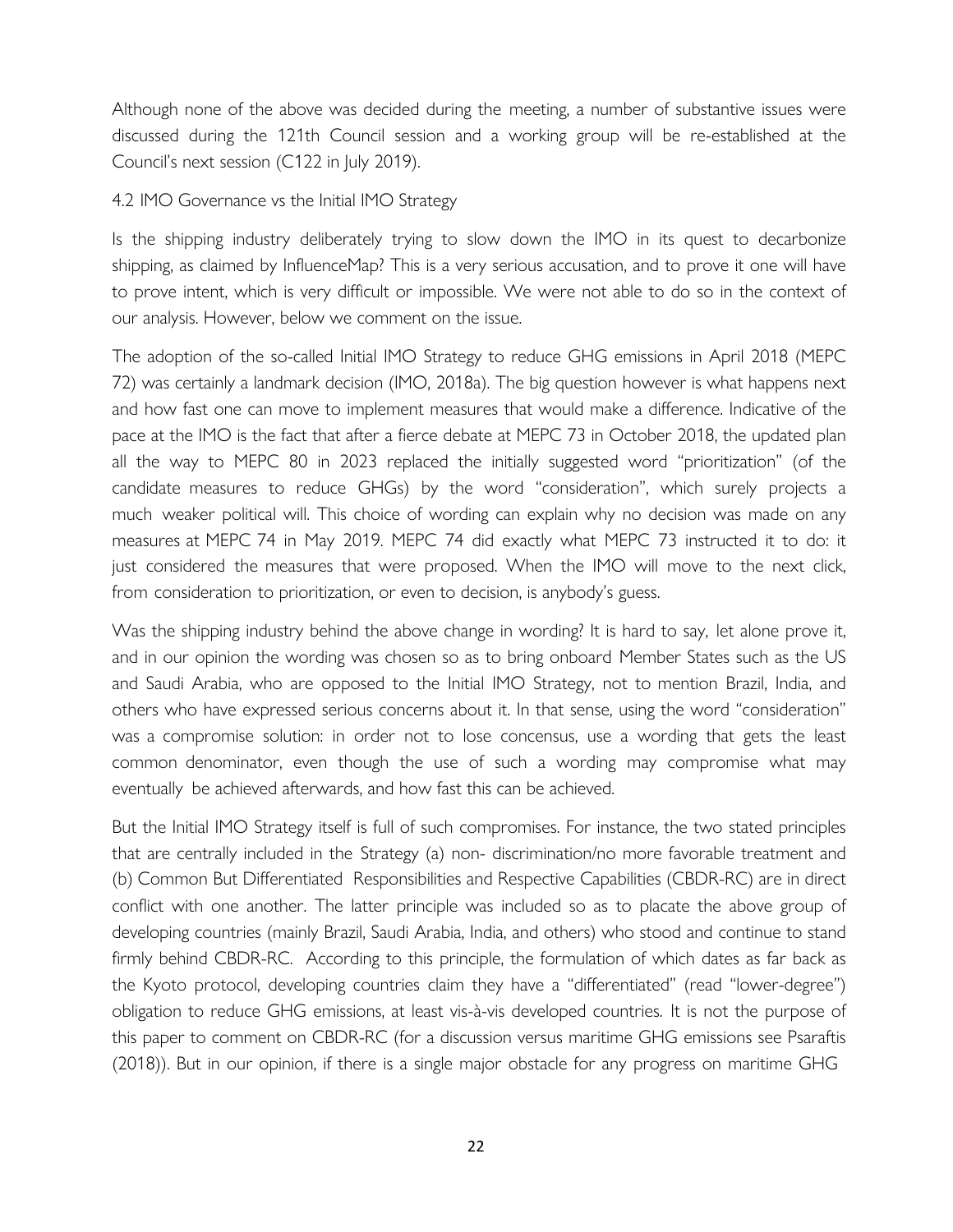Although none of the above was decided during the meeting, a number of substantive issues were discussed during the 121th Council session and a working group will be re-established at the Council's next session (C122 in July 2019).

### 4.2 IMO Governance vs the Initial IMO Strategy

Is the shipping industry deliberately trying to slow down the IMO in its quest to decarbonize shipping, as claimed by InfluenceMap? This is a very serious accusation, and to prove it one will have to prove intent, which is very difficult or impossible. We were not able to do so in the context of our analysis. However, below we comment on the issue.

The adoption of the so-called Initial IMO Strategy to reduce GHG emissions in April 2018 (MEPC 72) was certainly a landmark decision (IMO, 2018a). The big question however is what happens next and how fast one can move to implement measures that would make a difference. Indicative of the pace at the IMO is the fact that after a fierce debate at MEPC 73 in October 2018, the updated plan all the way to MEPC 80 in 2023 replaced the initially suggested word "prioritization" (of the candidate measures to reduce GHGs) by the word "consideration", which surely projects a much weaker political will. This choice of wording can explain why no decision was made on any measures at MEPC 74 in May 2019. MEPC 74 did exactly what MEPC 73 instructed it to do: it just considered the measures that were proposed. When the IMO will move to the next click, from consideration to prioritization, or even to decision, is anybody's guess.

Was the shipping industry behind the above change in wording? It is hard to say, let alone prove it, and in our opinion the wording was chosen so as to bring onboard Member States such as the US and Saudi Arabia, who are opposed to the Initial IMO Strategy, not to mention Brazil, India, and others who have expressed serious concerns about it. In that sense, using the word "consideration" was a compromise solution: in order not to lose concensus, use a wording that gets the least common denominator, even though the use of such a wording may compromise what may eventually be achieved afterwards, and how fast this can be achieved.

But the Initial IMO Strategy itself is full of such compromises. For instance, the two stated principles that are centrally included in the Strategy (a) non- discrimination/no more favorable treatment and (b) Common But Differentiated Responsibilities and Respective Capabilities (CBDR-RC) are in direct conflict with one another. The latter principle was included so as to placate the above group of developing countries (mainly Brazil, Saudi Arabia, India, and others) who stood and continue to stand firmly behind CBDR-RC. According to this principle, the formulation of which dates as far back as the Kyoto protocol, developing countries claim they have a "differentiated" (read "lower-degree") obligation to reduce GHG emissions, at least vis-à-vis developed countries. It is not the purpose of this paper to comment on CBDR-RC (for a discussion versus maritime GHG emissions see Psaraftis (2018)). But in our opinion, if there is a single major obstacle for any progress on maritime GHG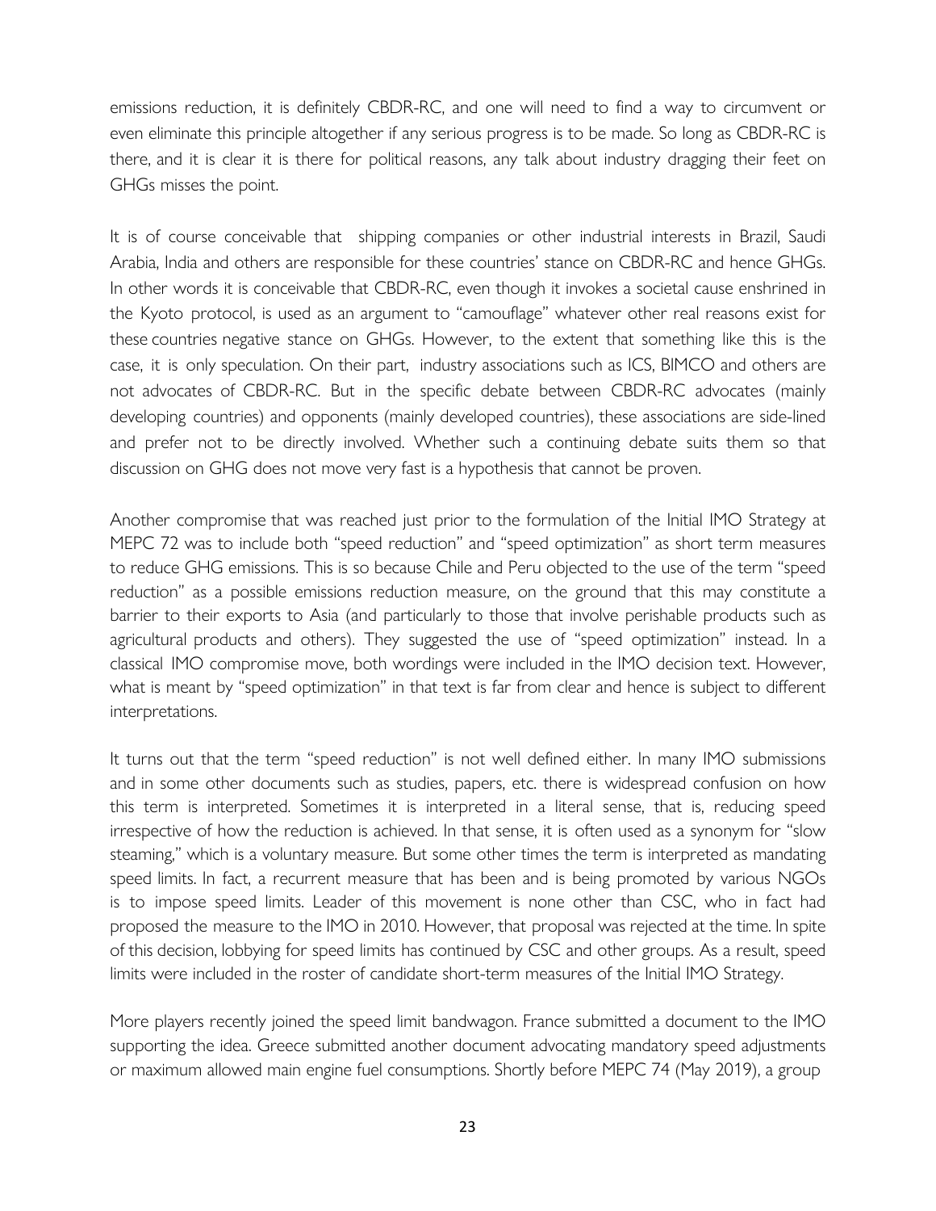emissions reduction, it is definitely CBDR-RC, and one will need to find a way to circumvent or even eliminate this principle altogether if any serious progress is to be made. So long as CBDR-RC is there, and it is clear it is there for political reasons, any talk about industry dragging their feet on GHGs misses the point.

It is of course conceivable that shipping companies or other industrial interests in Brazil, Saudi Arabia, India and others are responsible for these countries' stance on CBDR-RC and hence GHGs. In other words it is conceivable that CBDR-RC, even though it invokes a societal cause enshrined in the Kyoto protocol, is used as an argument to "camouflage" whatever other real reasons exist for these countries negative stance on GHGs. However, to the extent that something like this is the case, it is only speculation. On their part, industry associations such as ICS, BIMCO and others are not advocates of CBDR-RC. But in the specific debate between CBDR-RC advocates (mainly developing countries) and opponents (mainly developed countries), these associations are side-lined and prefer not to be directly involved. Whether such a continuing debate suits them so that discussion on GHG does not move very fast is a hypothesis that cannot be proven.

Another compromise that was reached just prior to the formulation of the Initial IMO Strategy at MEPC 72 was to include both "speed reduction" and "speed optimization" as short term measures to reduce GHG emissions. This is so because Chile and Peru objected to the use of the term "speed reduction" as a possible emissions reduction measure, on the ground that this may constitute a barrier to their exports to Asia (and particularly to those that involve perishable products such as agricultural products and others). They suggested the use of "speed optimization" instead. In a classical IMO compromise move, both wordings were included in the IMO decision text. However, what is meant by "speed optimization" in that text is far from clear and hence is subject to different interpretations.

It turns out that the term "speed reduction" is not well defined either. In many IMO submissions and in some other documents such as studies, papers, etc. there is widespread confusion on how this term is interpreted. Sometimes it is interpreted in a literal sense, that is, reducing speed irrespective of how the reduction is achieved. In that sense, it is often used as a synonym for "slow steaming," which is a voluntary measure. But some other times the term is interpreted as mandating speed limits. In fact, a recurrent measure that has been and is being promoted by various NGOs is to impose speed limits. Leader of this movement is none other than CSC, who in fact had proposed the measure to the IMO in 2010. However, that proposal was rejected at the time. In spite of this decision, lobbying for speed limits has continued by CSC and other groups. As a result, speed limits were included in the roster of candidate short-term measures of the Initial IMO Strategy.

More players recently joined the speed limit bandwagon. France submitted a document to the IMO supporting the idea. Greece submitted another document advocating mandatory speed adjustments or maximum allowed main engine fuel consumptions. Shortly before MEPC 74 (May 2019), a group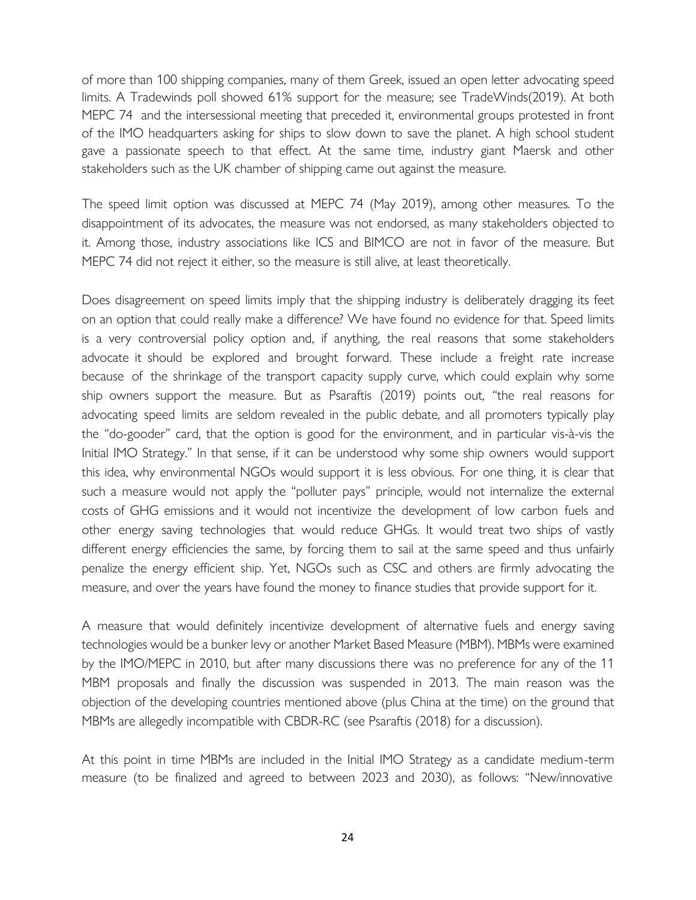of more than 100 shipping companies, many of them Greek, issued an open letter advocating speed limits. A Tradewinds poll showed 61% support for the measure; see TradeWinds(2019). At both MEPC 74 and the intersessional meeting that preceded it, environmental groups protested in front of the IMO headquarters asking for ships to slow down to save the planet. A high school student gave a passionate speech to that effect. At the same time, industry giant Maersk and other stakeholders such as the UK chamber of shipping came out against the measure.

The speed limit option was discussed at MEPC 74 (May 2019), among other measures. To the disappointment of its advocates, the measure was not endorsed, as many stakeholders objected to it. Among those, industry associations like ICS and BIMCO are not in favor of the measure. But MEPC 74 did not reject it either, so the measure is still alive, at least theoretically.

Does disagreement on speed limits imply that the shipping industry is deliberately dragging its feet on an option that could really make a difference? We have found no evidence for that. Speed limits is a very controversial policy option and, if anything, the real reasons that some stakeholders advocate it should be explored and brought forward. These include a freight rate increase because of the shrinkage of the transport capacity supply curve, which could explain why some ship owners support the measure. But as Psaraftis (2019) points out, "the real reasons for advocating speed limits are seldom revealed in the public debate, and all promoters typically play the "do-gooder" card, that the option is good for the environment, and in particular vis-à-vis the Initial IMO Strategy." In that sense, if it can be understood why some ship owners would support this idea, why environmental NGOs would support it is less obvious. For one thing, it is clear that such a measure would not apply the "polluter pays" principle, would not internalize the external costs of GHG emissions and it would not incentivize the development of low carbon fuels and other energy saving technologies that would reduce GHGs. It would treat two ships of vastly different energy efficiencies the same, by forcing them to sail at the same speed and thus unfairly penalize the energy efficient ship. Yet, NGOs such as CSC and others are firmly advocating the measure, and over the years have found the money to finance studies that provide support for it.

A measure that would definitely incentivize development of alternative fuels and energy saving technologies would be a bunker levy or another Market Based Measure (MBM). MBMs were examined by the IMO/MEPC in 2010, but after many discussions there was no preference for any of the 11 MBM proposals and finally the discussion was suspended in 2013. The main reason was the objection of the developing countries mentioned above (plus China at the time) on the ground that MBMs are allegedly incompatible with CBDR-RC (see Psaraftis (2018) for a discussion).

At this point in time MBMs are included in the Initial IMO Strategy as a candidate medium-term measure (to be finalized and agreed to between 2023 and 2030), as follows: "New/innovative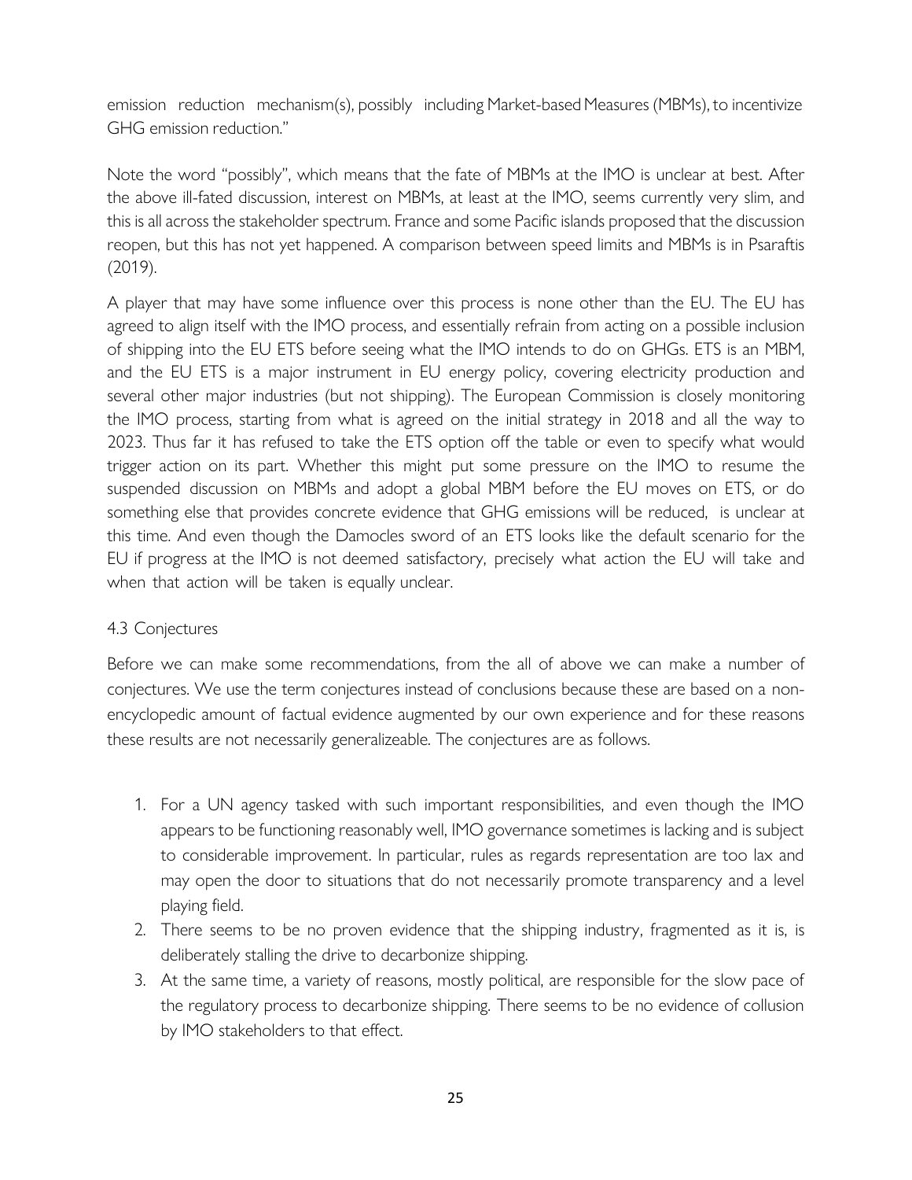emission reduction mechanism(s), possibly including Market-based Measures (MBMs), to incentivize GHG emission reduction."

Note the word "possibly", which means that the fate of MBMs at the IMO is unclear at best. After the above ill-fated discussion, interest on MBMs, at least at the IMO, seems currently very slim, and this is all across the stakeholder spectrum. France and some Pacific islands proposed that the discussion reopen, but this has not yet happened. A comparison between speed limits and MBMs is in Psaraftis (2019).

A player that may have some influence over this process is none other than the EU. The EU has agreed to align itself with the IMO process, and essentially refrain from acting on a possible inclusion of shipping into the EU ETS before seeing what the IMO intends to do on GHGs. ETS is an MBM, and the EU ETS is a major instrument in EU energy policy, covering electricity production and several other major industries (but not shipping). The European Commission is closely monitoring the IMO process, starting from what is agreed on the initial strategy in 2018 and all the way to 2023. Thus far it has refused to take the ETS option off the table or even to specify what would trigger action on its part. Whether this might put some pressure on the IMO to resume the suspended discussion on MBMs and adopt a global MBM before the EU moves on ETS, or do something else that provides concrete evidence that GHG emissions will be reduced, is unclear at this time. And even though the Damocles sword of an ETS looks like the default scenario for the EU if progress at the IMO is not deemed satisfactory, precisely what action the EU will take and when that action will be taken is equally unclear.

### 4.3 Conjectures

Before we can make some recommendations, from the all of above we can make a number of conjectures. We use the term conjectures instead of conclusions because these are based on a non-encyclopedic amount of factual evidence augmented by our own experience and for these reasons these results are not necessarily generalizeable. The conjectures are as follows.

1. For a UN agency tasked with such important responsibilities, and even though the IMO appears to be functioning reasonably well, IMO governance sometimes is lacking and is subject to considerable improvement. In particular, rules as regards representation are too lax and may open the door to situations that do not necessarily promote transparency and a level playing field.
2. There seems to be no proven evidence that the shipping industry, fragmented as it is, is deliberately stalling the drive to decarbonize shipping.
3. At the same time, a variety of reasons, mostly political, are responsible for the slow pace of the regulatory process to decarbonize shipping. There seems to be no evidence of collusion by IMO stakeholders to that effect.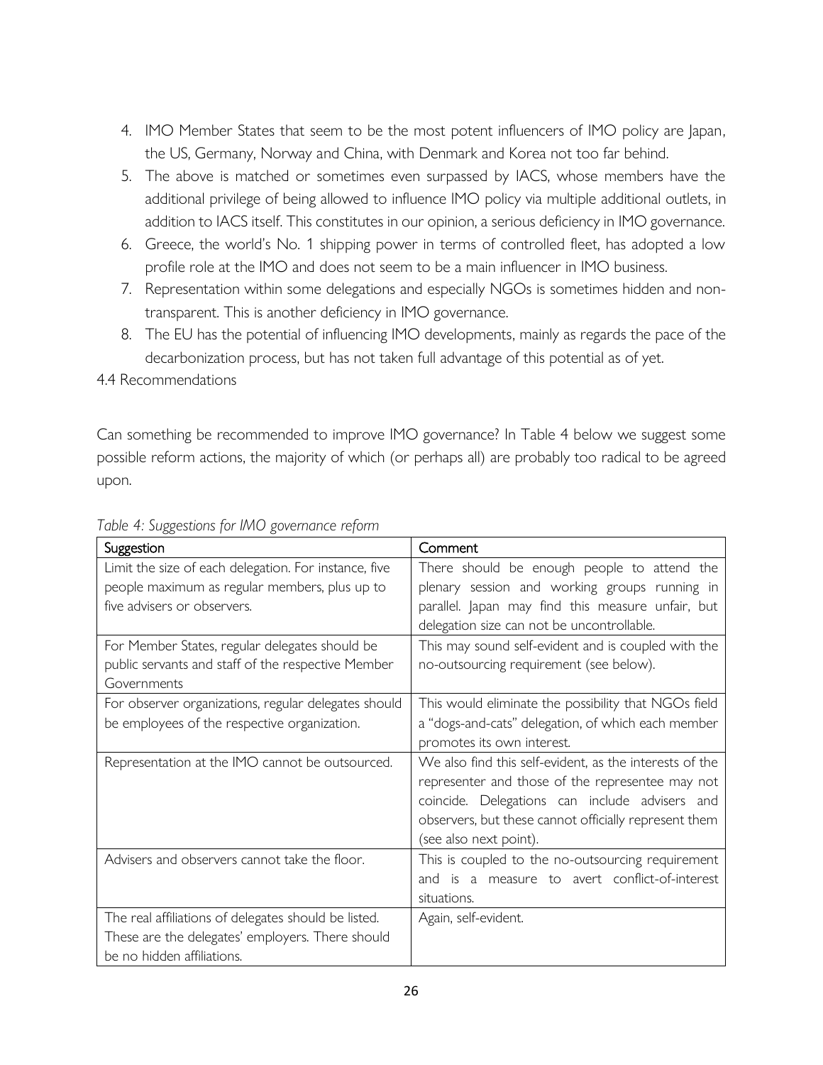4. IMO Member States that seem to be the most potent influencers of IMO policy are Japan, the US, Germany, Norway and China, with Denmark and Korea not too far behind.
5. The above is matched or sometimes even surpassed by IACS, whose members have the additional privilege of being allowed to influence IMO policy via multiple additional outlets, in addition to IACS itself. This constitutes in our opinion, a serious deficiency in IMO governance.
6. Greece, the world's No. 1 shipping power in terms of controlled fleet, has adopted a low profile role at the IMO and does not seem to be a main influencer in IMO business.
7. Representation within some delegations and especially NGOs is sometimes hidden and non-transparent. This is another deficiency in IMO governance.
8. The EU has the potential of influencing IMO developments, mainly as regards the pace of the decarbonization process, but has not taken full advantage of this potential as of yet.

### 4.4 Recommendations

Can something be recommended to improve IMO governance? In Table 4 below we suggest some possible reform actions, the majority of which (or perhaps all) are probably too radical to be agreed upon.

*Table 4: Suggestions for IMO governance reform*

| Suggestion | Comment |
|---|---|
| Limit the size of each delegation. For instance, five people maximum as regular members, plus up to five advisers or observers. | There should be enough people to attend the plenary session and working groups running in parallel. Japan may find this measure unfair, but delegation size can not be uncontrollable. |
| For Member States, regular delegates should be public servants and staff of the respective Member Governments | This may sound self-evident and is coupled with the no-outsourcing requirement (see below). |
| For observer organizations, regular delegates should be employees of the respective organization. | This would eliminate the possibility that NGOs field a "dogs-and-cats" delegation, of which each member promotes its own interest. |
| Representation at the IMO cannot be outsourced. | We also find this self-evident, as the interests of the representer and those of the representee may not coincide. Delegations can include advisers and observers, but these cannot officially represent them (see also next point). |
| Advisers and observers cannot take the floor. | This is coupled to the no-outsourcing requirement and is a measure to avert conflict-of-interest situations. |
| The real affiliations of delegates should be listed. These are the delegates' employers. There should be no hidden affiliations. | Again, self-evident. |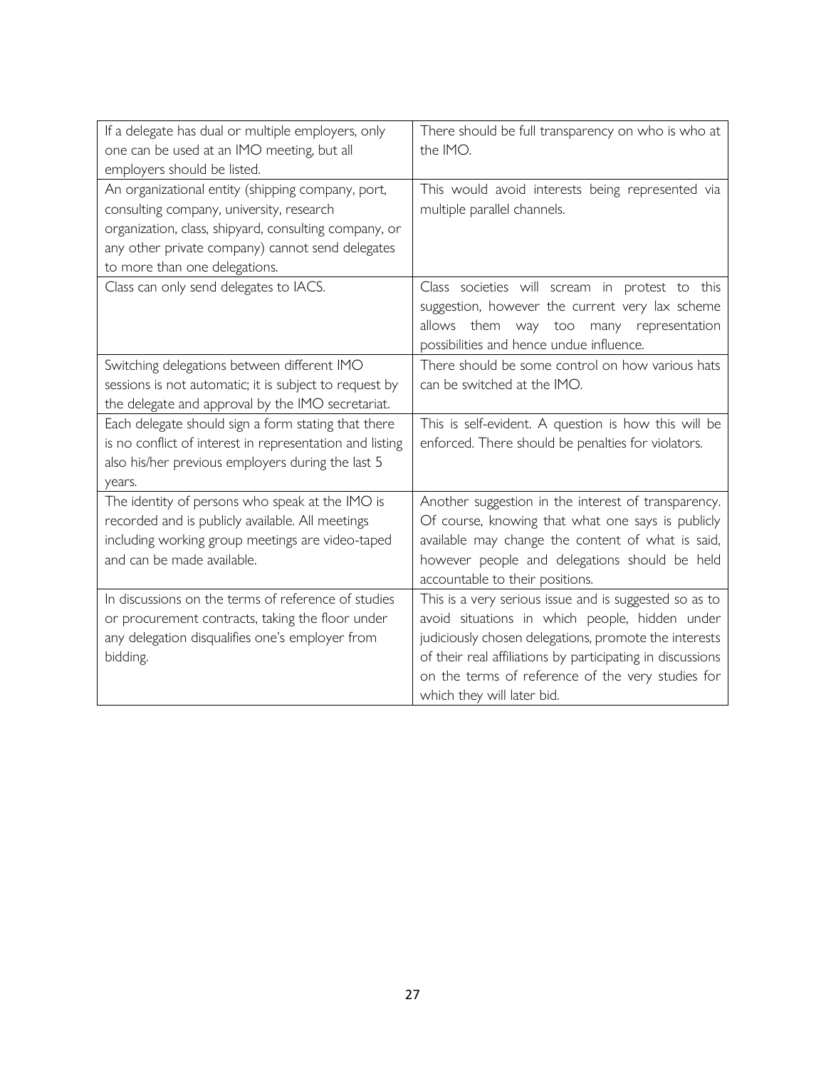| | |
|---|---|
| If a delegate has dual or multiple employers, only one can be used at an IMO meeting, but all employers should be listed. | There should be full transparency on who is who at the IMO. |
| An organizational entity (shipping company, port, consulting company, university, research organization, class, shipyard, consulting company, or any other private company) cannot send delegates to more than one delegations. | This would avoid interests being represented via multiple parallel channels. |
| Class can only send delegates to IACS. | Class societies will scream in protest to this suggestion, however the current very lax scheme allows them way too many representation possibilities and hence undue influence. |
| Switching delegations between different IMO sessions is not automatic; it is subject to request by the delegate and approval by the IMO secretariat. | There should be some control on how various hats can be switched at the IMO. |
| Each delegate should sign a form stating that there is no conflict of interest in representation and listing also his/her previous employers during the last 5 years. | This is self-evident. A question is how this will be enforced. There should be penalties for violators. |
| The identity of persons who speak at the IMO is recorded and is publicly available. All meetings including working group meetings are video-taped and can be made available. | Another suggestion in the interest of transparency. Of course, knowing that what one says is publicly available may change the content of what is said, however people and delegations should be held accountable to their positions. |
| In discussions on the terms of reference of studies or procurement contracts, taking the floor under any delegation disqualifies one's employer from bidding. | This is a very serious issue and is suggested so as to avoid situations in which people, hidden under judiciously chosen delegations, promote the interests of their real affiliations by participating in discussions on the terms of reference of the very studies for which they will later bid. |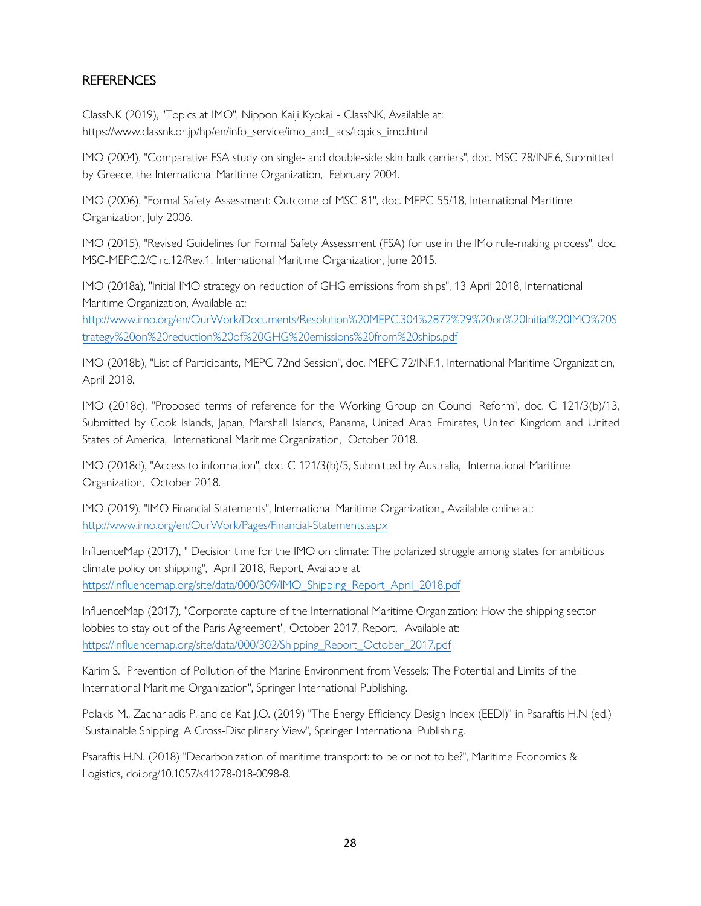## REFERENCES

ClassNK (2019), "Topics at IMO", Nippon Kaiji Kyokai - ClassNK, Available at: https://www.classnk.or.jp/hp/en/info_service/imo_and_iacs/topics_imo.html

IMO (2004), "Comparative FSA study on single- and double-side skin bulk carriers", doc. MSC 78/INF.6, Submitted by Greece, the International Maritime Organization, February 2004.

IMO (2006), "Formal Safety Assessment: Outcome of MSC 81", doc. MEPC 55/18, International Maritime Organization, July 2006.

IMO (2015), "Revised Guidelines for Formal Safety Assessment (FSA) for use in the IMo rule-making process", doc. MSC-MEPC.2/Circ.12/Rev.1, International Maritime Organization, June 2015.

IMO (2018a), "Initial IMO strategy on reduction of GHG emissions from ships", 13 April 2018, International Maritime Organization, Available at: http://www.imo.org/en/OurWork/Documents/Resolution%20MEPC.304%2872%29%20on%20Initial%20IMO%20Strategy%20on%20reduction%20of%20GHG%20emissions%20from%20ships.pdf

IMO (2018b), "List of Participants, MEPC 72nd Session", doc. MEPC 72/INF.1, International Maritime Organization, April 2018.

IMO (2018c), "Proposed terms of reference for the Working Group on Council Reform", doc. C 121/3(b)/13, Submitted by Cook Islands, Japan, Marshall Islands, Panama, United Arab Emirates, United Kingdom and United States of America, International Maritime Organization, October 2018.

IMO (2018d), "Access to information", doc. C 121/3(b)/5, Submitted by Australia, International Maritime Organization, October 2018.

IMO (2019), "IMO Financial Statements", International Maritime Organization,, Available online at: http://www.imo.org/en/OurWork/Pages/Financial-Statements.aspx

InfluenceMap (2017), " Decision time for the IMO on climate: The polarized struggle among states for ambitious climate policy on shipping", April 2018, Report, Available at https://influencemap.org/site/data/000/309/IMO_Shipping_Report_April_2018.pdf

InfluenceMap (2017), "Corporate capture of the International Maritime Organization: How the shipping sector lobbies to stay out of the Paris Agreement", October 2017, Report, Available at: https://influencemap.org/site/data/000/302/Shipping_Report_October_2017.pdf

Karim S. "Prevention of Pollution of the Marine Environment from Vessels: The Potential and Limits of the International Maritime Organization", Springer International Publishing.

Polakis M., Zachariadis P. and de Kat J.O. (2019) "The Energy Efficiency Design Index (EEDI)" in Psaraftis H.N (ed.) "Sustainable Shipping: A Cross-Disciplinary View", Springer International Publishing.

Psaraftis H.N. (2018) "Decarbonization of maritime transport: to be or not to be?", Maritime Economics & Logistics, doi.org/10.1057/s41278-018-0098-8.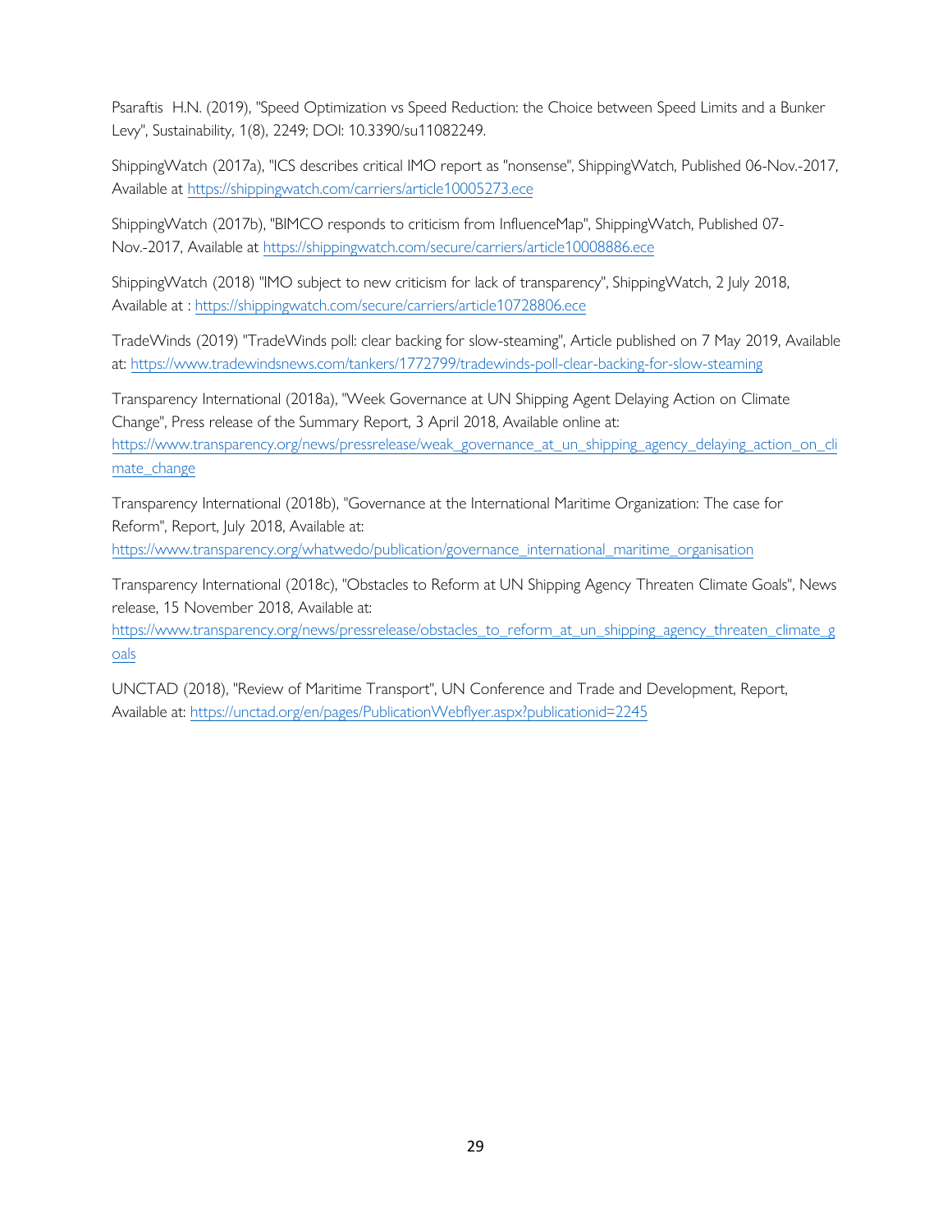Psaraftis H.N. (2019), "Speed Optimization vs Speed Reduction: the Choice between Speed Limits and a Bunker Levy", Sustainability, 1(8), 2249; DOI: 10.3390/su11082249.

ShippingWatch (2017a), "ICS describes critical IMO report as "nonsense", ShippingWatch, Published 06-Nov.-2017, Available at https://shippingwatch.com/carriers/article10005273.ece

ShippingWatch (2017b), "BIMCO responds to criticism from InfluenceMap", ShippingWatch, Published 07-Nov.-2017, Available at https://shippingwatch.com/secure/carriers/article10008886.ece

ShippingWatch (2018) "IMO subject to new criticism for lack of transparency", ShippingWatch, 2 July 2018, Available at : https://shippingwatch.com/secure/carriers/article10728806.ece

TradeWinds (2019) "TradeWinds poll: clear backing for slow-steaming", Article published on 7 May 2019, Available at: https://www.tradewindsnews.com/tankers/1772799/tradewinds-poll-clear-backing-for-slow-steaming

Transparency International (2018a), "Week Governance at UN Shipping Agent Delaying Action on Climate Change", Press release of the Summary Report, 3 April 2018, Available online at: https://www.transparency.org/news/pressrelease/weak_governance_at_un_shipping_agency_delaying_action_on_climate_change

Transparency International (2018b), "Governance at the International Maritime Organization: The case for Reform", Report, July 2018, Available at: https://www.transparency.org/whatwedo/publication/governance_international_maritime_organisation

Transparency International (2018c), "Obstacles to Reform at UN Shipping Agency Threaten Climate Goals", News release, 15 November 2018, Available at: https://www.transparency.org/news/pressrelease/obstacles_to_reform_at_un_shipping_agency_threaten_climate_goals

UNCTAD (2018), "Review of Maritime Transport", UN Conference and Trade and Development, Report, Available at: https://unctad.org/en/pages/PublicationWebflyer.aspx?publicationid=2245